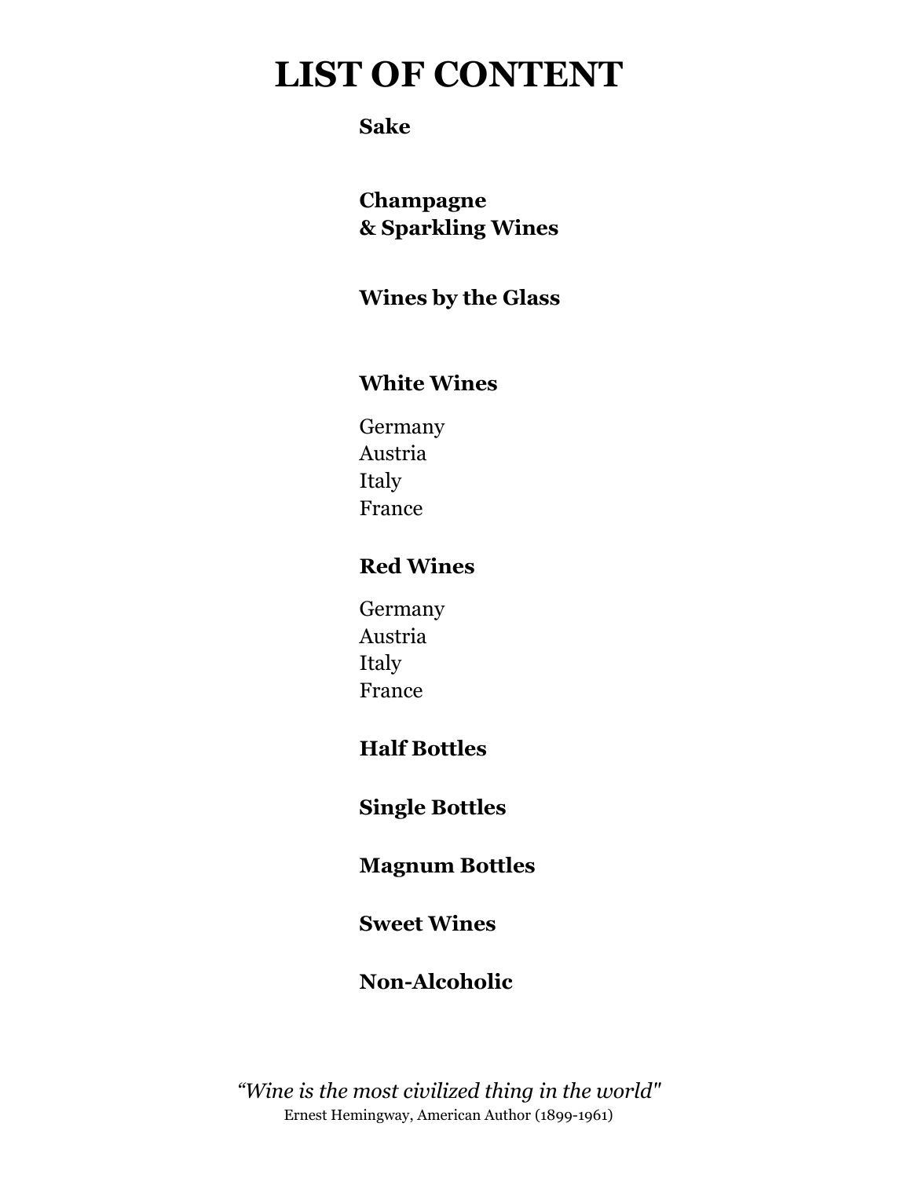# LIST OF CONTENT

**Sake**

**Champagne**
**& Sparkling Wines**

**Wines by the Glass**

**White Wines**

Germany
Austria
Italy
France

**Red Wines**

Germany
Austria
Italy
France

**Half Bottles**

**Single Bottles**

**Magnum Bottles**

**Sweet Wines**

**Non-Alcoholic**

*"Wine is the most civilized thing in the world"*
Ernest Hemingway, American Author (1899-1961)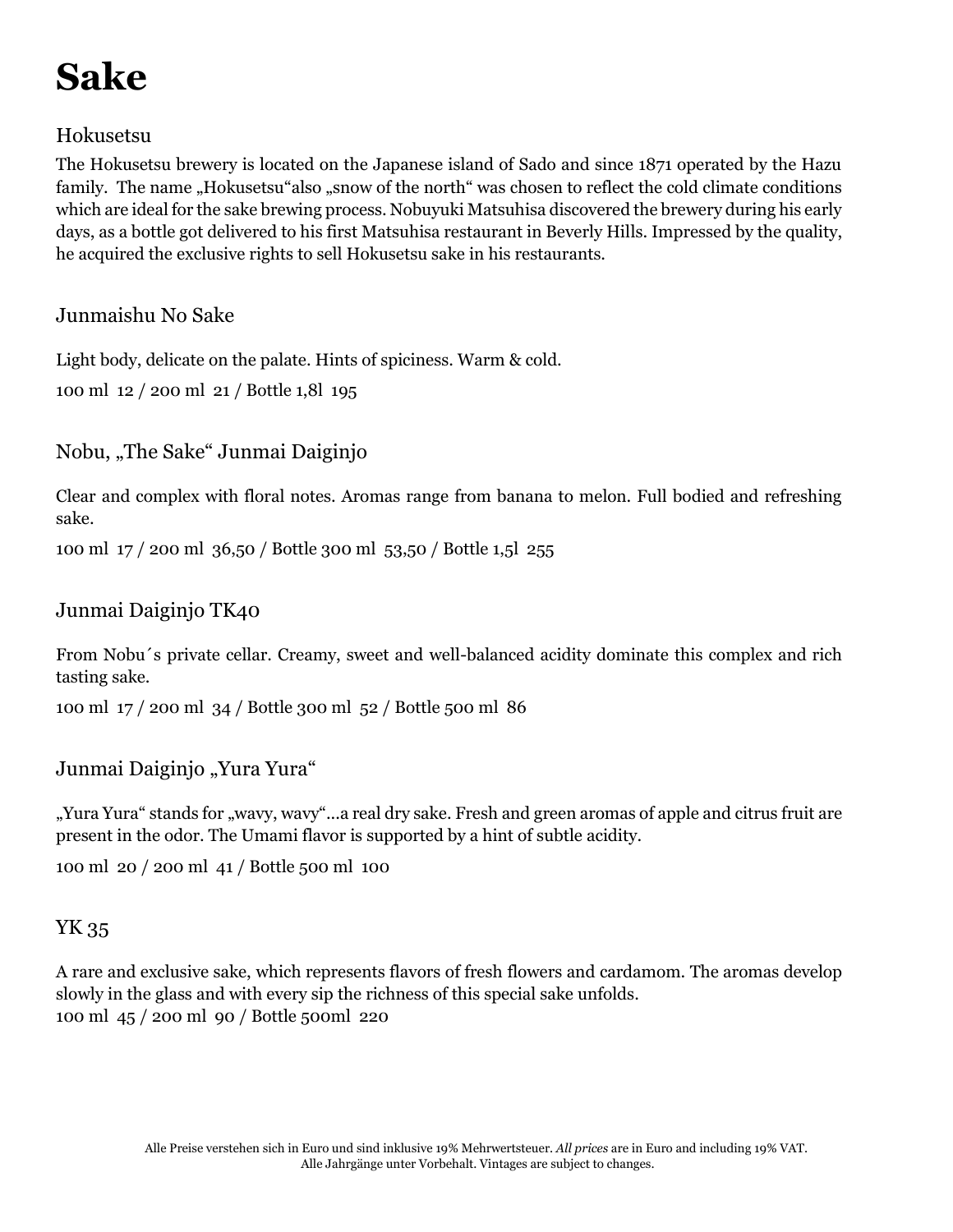# Sake

## Hokusetsu

The Hokusetsu brewery is located on the Japanese island of Sado and since 1871 operated by the Hazu family. The name „Hokusetsu“also „snow of the north“ was chosen to reflect the cold climate conditions which are ideal for the sake brewing process. Nobuyuki Matsuhisa discovered the brewery during his early days, as a bottle got delivered to his first Matsuhisa restaurant in Beverly Hills. Impressed by the quality, he acquired the exclusive rights to sell Hokusetsu sake in his restaurants.

### Junmaishu No Sake

Light body, delicate on the palate. Hints of spiciness. Warm & cold.

100 ml 12 / 200 ml 21 / Bottle 1,8l 195

### Nobu, „The Sake“ Junmai Daiginjo

Clear and complex with floral notes. Aromas range from banana to melon. Full bodied and refreshing sake.

100 ml 17 / 200 ml 36,50 / Bottle 300 ml 53,50 / Bottle 1,5l 255

### Junmai Daiginjo TK40

From Nobu´s private cellar. Creamy, sweet and well-balanced acidity dominate this complex and rich tasting sake.

100 ml 17 / 200 ml 34 / Bottle 300 ml 52 / Bottle 500 ml 86

### Junmai Daiginjo „Yura Yura“

„Yura Yura“ stands for „wavy, wavy“…a real dry sake. Fresh and green aromas of apple and citrus fruit are present in the odor. The Umami flavor is supported by a hint of subtle acidity.

100 ml 20 / 200 ml 41 / Bottle 500 ml 100

### YK 35

A rare and exclusive sake, which represents flavors of fresh flowers and cardamom. The aromas develop slowly in the glass and with every sip the richness of this special sake unfolds.

100 ml 45 / 200 ml 90 / Bottle 500ml 220

Alle Preise verstehen sich in Euro und sind inklusive 19% Mehrwertsteuer. *All prices* are in Euro and including 19% VAT.
Alle Jahrgänge unter Vorbehalt. Vintages are subject to changes.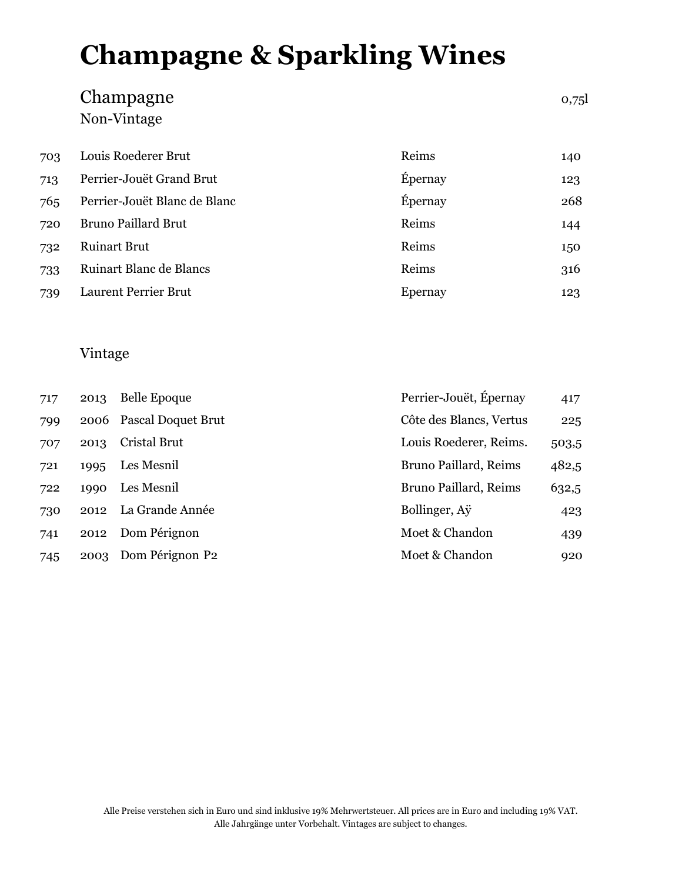# Champagne & Sparkling Wines

## Champagne

0,75l

### Non-Vintage

| No. | Wine | Origin | Price |
|---|---|---|---|
| 703 | Louis Roederer Brut | Reims | 140 |
| 713 | Perrier-Jouët Grand Brut | Épernay | 123 |
| 765 | Perrier-Jouët Blanc de Blanc | Épernay | 268 |
| 720 | Bruno Paillard Brut | Reims | 144 |
| 732 | Ruinart Brut | Reims | 150 |
| 733 | Ruinart Blanc de Blancs | Reims | 316 |
| 739 | Laurent Perrier Brut | Epernay | 123 |

### Vintage

| No. | Year | Wine | Producer | Price |
|---|---|---|---|---|
| 717 | 2013 | Belle Epoque | Perrier-Jouët, Épernay | 417 |
| 799 | 2006 | Pascal Doquet Brut | Côte des Blancs, Vertus | 225 |
| 707 | 2013 | Cristal Brut | Louis Roederer, Reims. | 503,5 |
| 721 | 1995 | Les Mesnil | Bruno Paillard, Reims | 482,5 |
| 722 | 1990 | Les Mesnil | Bruno Paillard, Reims | 632,5 |
| 730 | 2012 | La Grande Année | Bollinger, Aÿ | 423 |
| 741 | 2012 | Dom Pérignon | Moet & Chandon | 439 |
| 745 | 2003 | Dom Pérignon P2 | Moet & Chandon | 920 |

Alle Preise verstehen sich in Euro und sind inklusive 19% Mehrwertsteuer. All prices are in Euro and including 19% VAT.
Alle Jahrgänge unter Vorbehalt. Vintages are subject to changes.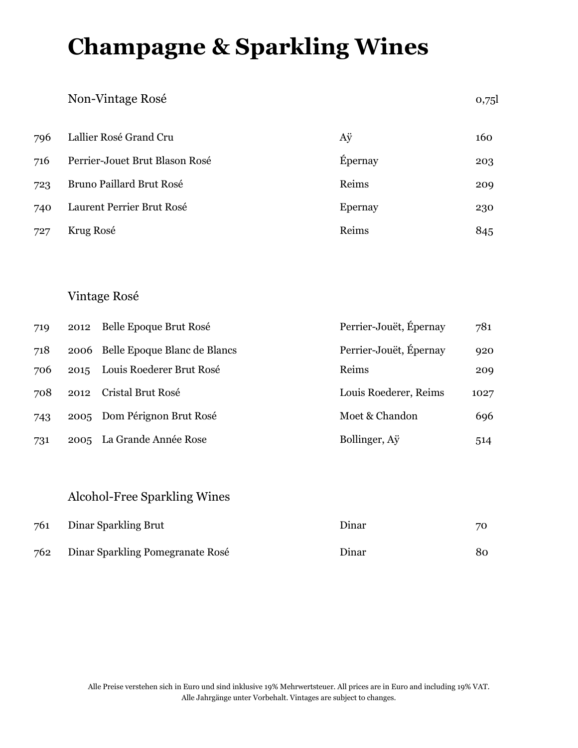# Champagne & Sparkling Wines

## Non-Vintage Rosé

| No. | Wine | Origin | 0,75l |
|---|---|---|---|
| 796 | Lallier Rosé Grand Cru | Aÿ | 160 |
| 716 | Perrier-Jouet Brut Blason Rosé | Épernay | 203 |
| 723 | Bruno Paillard Brut Rosé | Reims | 209 |
| 740 | Laurent Perrier Brut Rosé | Epernay | 230 |
| 727 | Krug Rosé | Reims | 845 |

## Vintage Rosé

| No. | Vintage | Wine | Origin | 0,75l |
|---|---|---|---|---|
| 719 | 2012 | Belle Epoque Brut Rosé | Perrier-Jouët, Épernay | 781 |
| 718 | 2006 | Belle Epoque Blanc de Blancs | Perrier-Jouët, Épernay | 920 |
| 706 | 2015 | Louis Roederer Brut Rosé | Reims | 209 |
| 708 | 2012 | Cristal Brut Rosé | Louis Roederer, Reims | 1027 |
| 743 | 2005 | Dom Pérignon Brut Rosé | Moet & Chandon | 696 |
| 731 | 2005 | La Grande Année Rose | Bollinger, Aÿ | 514 |

## Alcohol-Free Sparkling Wines

| No. | Wine | Origin | 0,75l |
|---|---|---|---|
| 761 | Dinar Sparkling Brut | Dinar | 70 |
| 762 | Dinar Sparkling Pomegranate Rosé | Dinar | 80 |

Alle Preise verstehen sich in Euro und sind inklusive 19% Mehrwertsteuer. All prices are in Euro and including 19% VAT.
Alle Jahrgänge unter Vorbehalt. Vintages are subject to changes.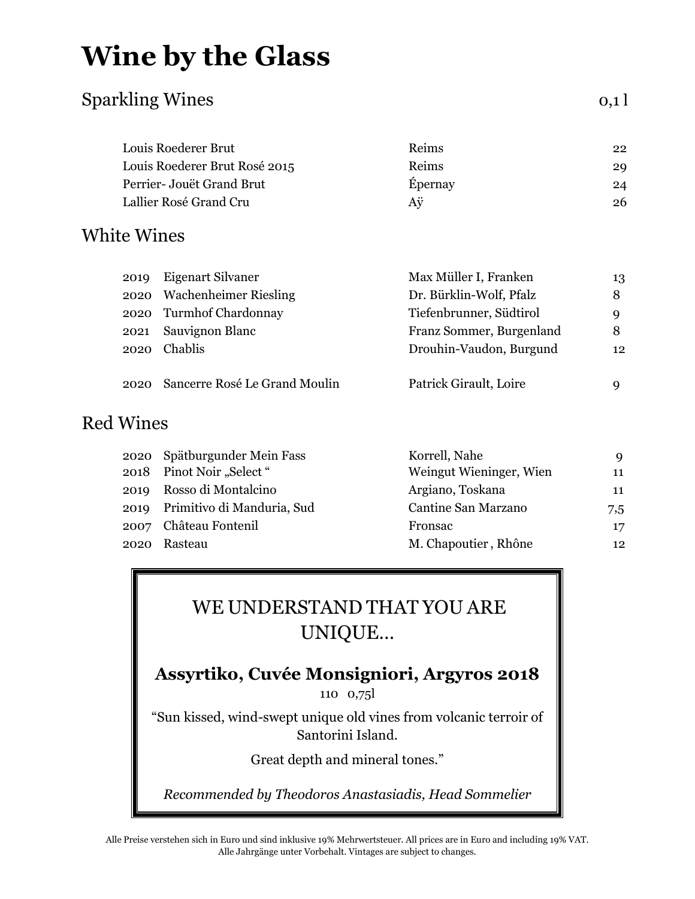# Wine by the Glass

## Sparkling Wines

| | | 0,1 l |
|---|---|---|
| Louis Roederer Brut | Reims | 22 |
| Louis Roederer Brut Rosé 2015 | Reims | 29 |
| Perrier- Jouët Grand Brut | Épernay | 24 |
| Lallier Rosé Grand Cru | Aÿ | 26 |

## White Wines

| | | | |
|---|---|---|---|
| 2019 | Eigenart Silvaner | Max Müller I, Franken | 13 |
| 2020 | Wachenheimer Riesling | Dr. Bürklin-Wolf, Pfalz | 8 |
| 2020 | Turmhof Chardonnay | Tiefenbrunner, Südtirol | 9 |
| 2021 | Sauvignon Blanc | Franz Sommer, Burgenland | 8 |
| 2020 | Chablis | Drouhin-Vaudon, Burgund | 12 |
| 2020 | Sancerre Rosé Le Grand Moulin | Patrick Girault, Loire | 9 |

## Red Wines

| | | | |
|---|---|---|---|
| 2020 | Spätburgunder Mein Fass | Korrell, Nahe | 9 |
| 2018 | Pinot Noir „Select " | Weingut Wieninger, Wien | 11 |
| 2019 | Rosso di Montalcino | Argiano, Toskana | 11 |
| 2019 | Primitivo di Manduria, Sud | Cantine San Marzano | 7,5 |
| 2007 | Château Fontenil | Fronsac | 17 |
| 2020 | Rasteau | M. Chapoutier , Rhône | 12 |

WE UNDERSTAND THAT YOU ARE UNIQUE…

**Assyrtiko, Cuvée Monsigniori, Argyros 2018**

110 0,75l

"Sun kissed, wind-swept unique old vines from volcanic terroir of Santorini Island.

Great depth and mineral tones."

*Recommended by Theodoros Anastasiadis, Head Sommelier*

Alle Preise verstehen sich in Euro und sind inklusive 19% Mehrwertsteuer. All prices are in Euro and including 19% VAT.
Alle Jahrgänge unter Vorbehalt. Vintages are subject to changes.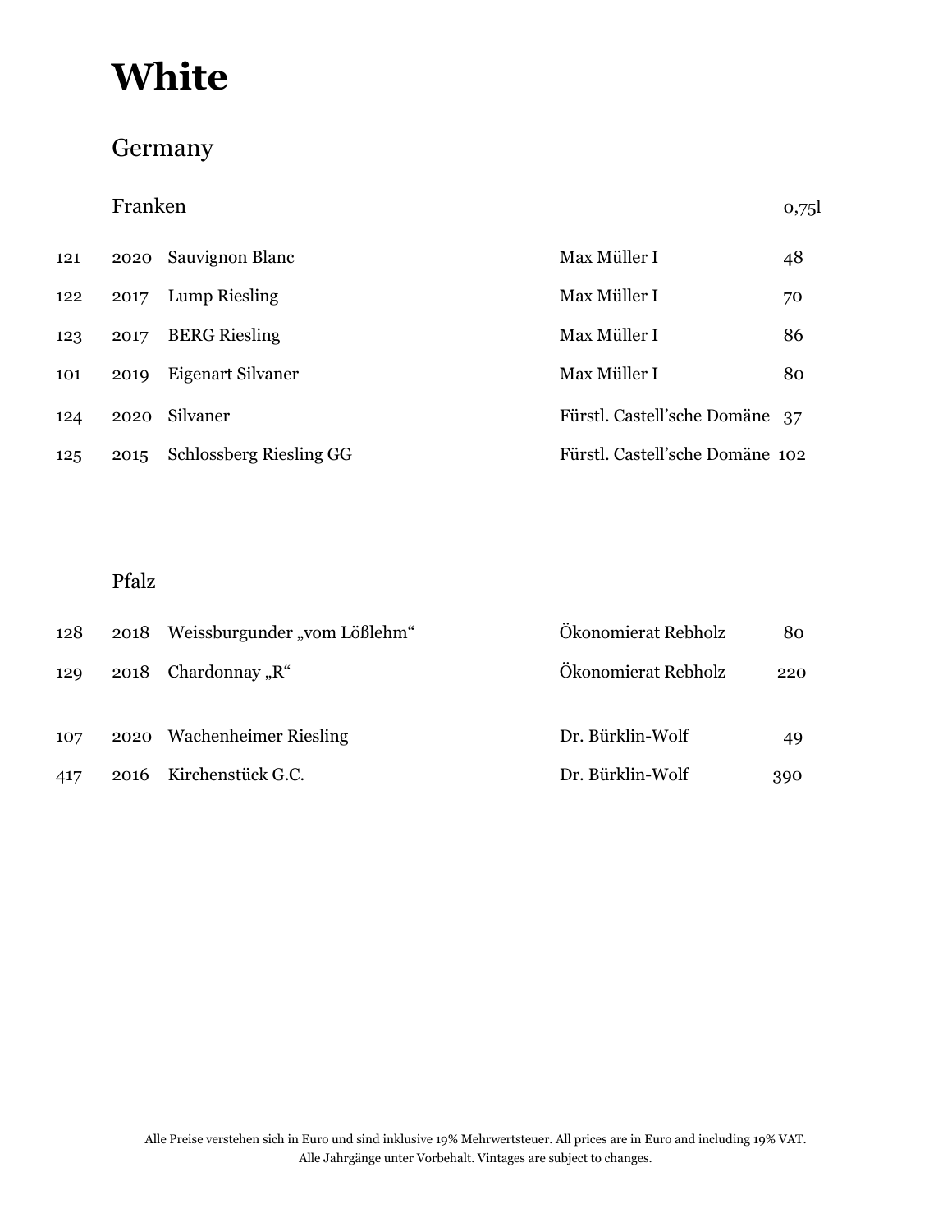# White

## Germany

### Franken

| No. | Vintage | Wine | Producer | 0,75l |
|---|---|---|---|---|
| 121 | 2020 | Sauvignon Blanc | Max Müller I | 48 |
| 122 | 2017 | Lump Riesling | Max Müller I | 70 |
| 123 | 2017 | BERG Riesling | Max Müller I | 86 |
| 101 | 2019 | Eigenart Silvaner | Max Müller I | 80 |
| 124 | 2020 | Silvaner | Fürstl. Castell'sche Domäne | 37 |
| 125 | 2015 | Schlossberg Riesling GG | Fürstl. Castell'sche Domäne | 102 |

### Pfalz

| No. | Vintage | Wine | Producer | 0,75l |
|---|---|---|---|---|
| 128 | 2018 | Weissburgunder „vom Lößlehm" | Ökonomierat Rebholz | 80 |
| 129 | 2018 | Chardonnay „R" | Ökonomierat Rebholz | 220 |
| 107 | 2020 | Wachenheimer Riesling | Dr. Bürklin-Wolf | 49 |
| 417 | 2016 | Kirchenstück G.C. | Dr. Bürklin-Wolf | 390 |

Alle Preise verstehen sich in Euro und sind inklusive 19% Mehrwertsteuer. All prices are in Euro and including 19% VAT.
Alle Jahrgänge unter Vorbehalt. Vintages are subject to changes.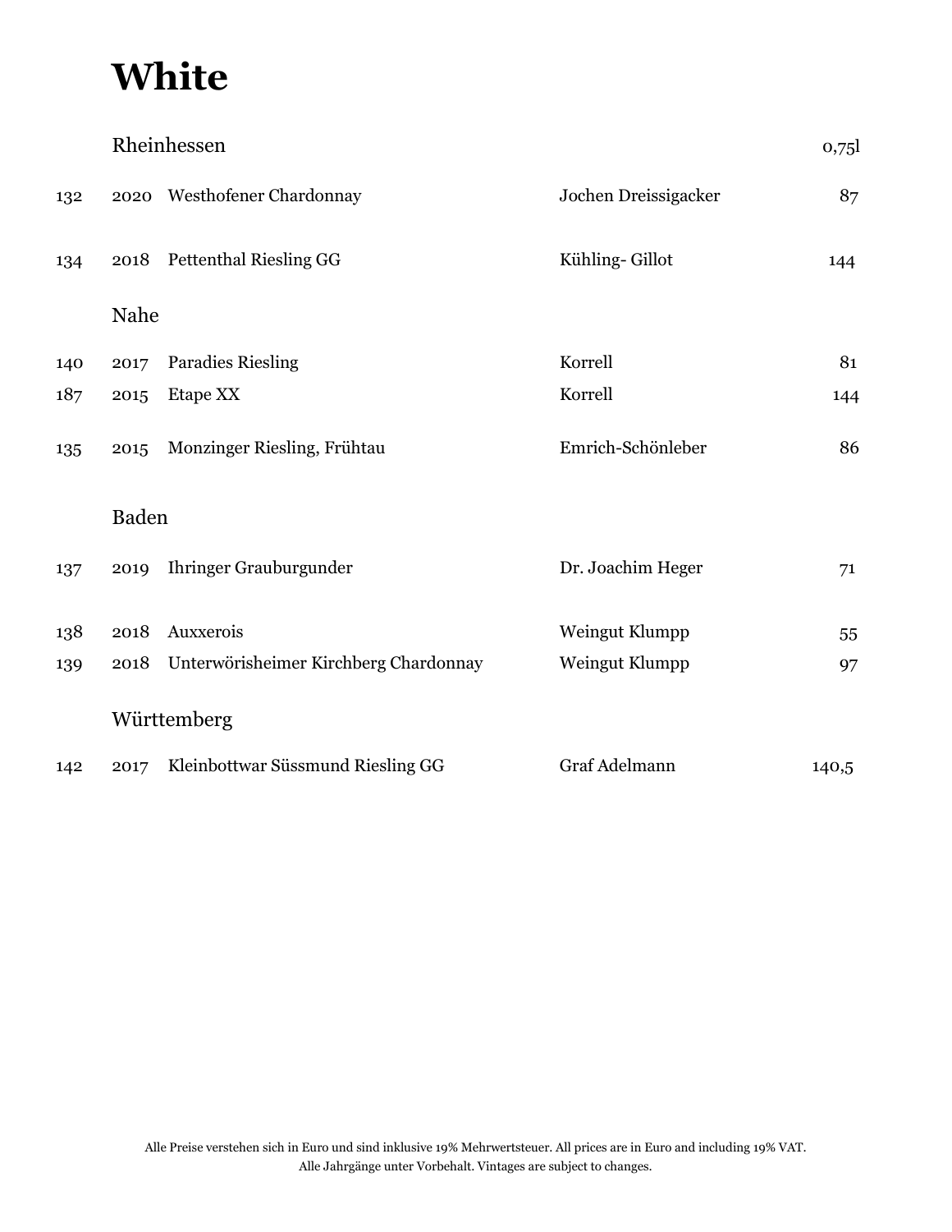# White

| | | Rheinhessen | | 0,75l |
|---|---|---|---|---|
| 132 | 2020 | Westhofener Chardonnay | Jochen Dreissigacker | 87 |
| 134 | 2018 | Pettenthal Riesling GG | Kühling- Gillot | 144 |
| | | **Nahe** | | |
| 140 | 2017 | Paradies Riesling | Korrell | 81 |
| 187 | 2015 | Etape XX | Korrell | 144 |
| 135 | 2015 | Monzinger Riesling, Frühtau | Emrich-Schönleber | 86 |
| | | **Baden** | | |
| 137 | 2019 | Ihringer Grauburgunder | Dr. Joachim Heger | 71 |
| 138 | 2018 | Auxxerois | Weingut Klumpp | 55 |
| 139 | 2018 | Unterwörisheimer Kirchberg Chardonnay | Weingut Klumpp | 97 |
| | | **Württemberg** | | |
| 142 | 2017 | Kleinbottwar Süssmund Riesling GG | Graf Adelmann | 140,5 |

Alle Preise verstehen sich in Euro und sind inklusive 19% Mehrwertsteuer. All prices are in Euro and including 19% VAT.
Alle Jahrgänge unter Vorbehalt. Vintages are subject to changes.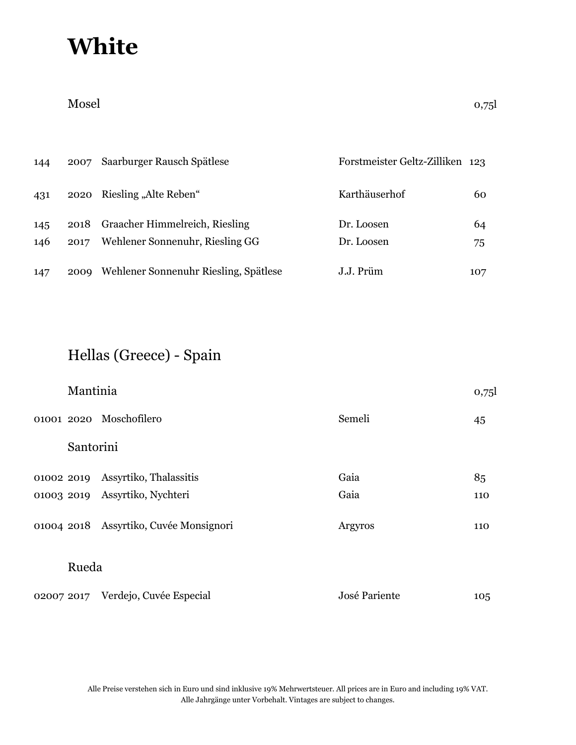# White

## Mosel

| No. | Vintage | Wine | Producer | 0,75l |
|---|---|---|---|---|
| 144 | 2007 | Saarburger Rausch Spätlese | Forstmeister Geltz-Zilliken | 123 |
| 431 | 2020 | Riesling „Alte Reben" | Karthäuserhof | 60 |
| 145 | 2018 | Graacher Himmelreich, Riesling | Dr. Loosen | 64 |
| 146 | 2017 | Wehlener Sonnenuhr, Riesling GG | Dr. Loosen | 75 |
| 147 | 2009 | Wehlener Sonnenuhr Riesling, Spätlese | J.J. Prüm | 107 |

## Hellas (Greece) - Spain

### Mantinia

| No. | Vintage | Wine | Producer | 0,75l |
|---|---|---|---|---|
| 01001 | 2020 | Moschofilero | Semeli | 45 |

### Santorini

| No. | Vintage | Wine | Producer | 0,75l |
|---|---|---|---|---|
| 01002 | 2019 | Assyrtiko, Thalassitis | Gaia | 85 |
| 01003 | 2019 | Assyrtiko, Nychteri | Gaia | 110 |
| 01004 | 2018 | Assyrtiko, Cuvée Monsignori | Argyros | 110 |

### Rueda

| No. | Vintage | Wine | Producer | 0,75l |
|---|---|---|---|---|
| 02007 | 2017 | Verdejo, Cuvée Especial | José Pariente | 105 |

Alle Preise verstehen sich in Euro und sind inklusive 19% Mehrwertsteuer. All prices are in Euro and including 19% VAT.
Alle Jahrgänge unter Vorbehalt. Vintages are subject to changes.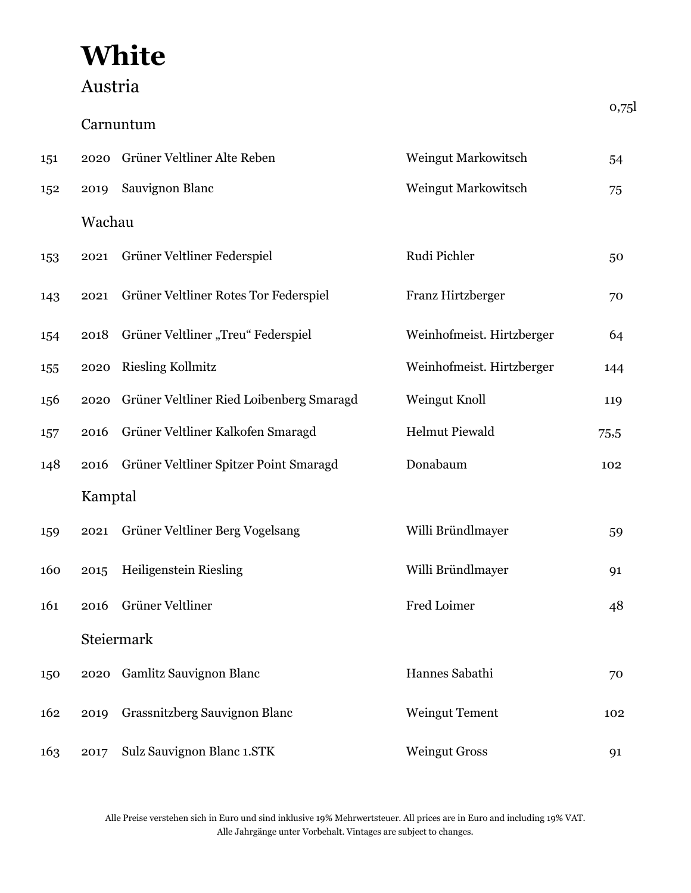# White

## Austria

| | | | | 0,75l |
|---|---|---|---|---|
| | **Carnuntum** | | | |
| 151 | 2020 | Grüner Veltliner Alte Reben | Weingut Markowitsch | 54 |
| 152 | 2019 | Sauvignon Blanc | Weingut Markowitsch | 75 |
| | **Wachau** | | | |
| 153 | 2021 | Grüner Veltliner Federspiel | Rudi Pichler | 50 |
| 143 | 2021 | Grüner Veltliner Rotes Tor Federspiel | Franz Hirtzberger | 70 |
| 154 | 2018 | Grüner Veltliner „Treu“ Federspiel | Weinhofmeist. Hirtzberger | 64 |
| 155 | 2020 | Riesling Kollmitz | Weinhofmeist. Hirtzberger | 144 |
| 156 | 2020 | Grüner Veltliner Ried Loibenberg Smaragd | Weingut Knoll | 119 |
| 157 | 2016 | Grüner Veltliner Kalkofen Smaragd | Helmut Piewald | 75,5 |
| 148 | 2016 | Grüner Veltliner Spitzer Point Smaragd | Donabaum | 102 |
| | **Kamptal** | | | |
| 159 | 2021 | Grüner Veltliner Berg Vogelsang | Willi Bründlmayer | 59 |
| 160 | 2015 | Heiligenstein Riesling | Willi Bründlmayer | 91 |
| 161 | 2016 | Grüner Veltliner | Fred Loimer | 48 |
| | **Steiermark** | | | |
| 150 | 2020 | Gamlitz Sauvignon Blanc | Hannes Sabathi | 70 |
| 162 | 2019 | Grassnitzberg Sauvignon Blanc | Weingut Tement | 102 |
| 163 | 2017 | Sulz Sauvignon Blanc 1.STK | Weingut Gross | 91 |

Alle Preise verstehen sich in Euro und sind inklusive 19% Mehrwertsteuer. All prices are in Euro and including 19% VAT.
Alle Jahrgänge unter Vorbehalt. Vintages are subject to changes.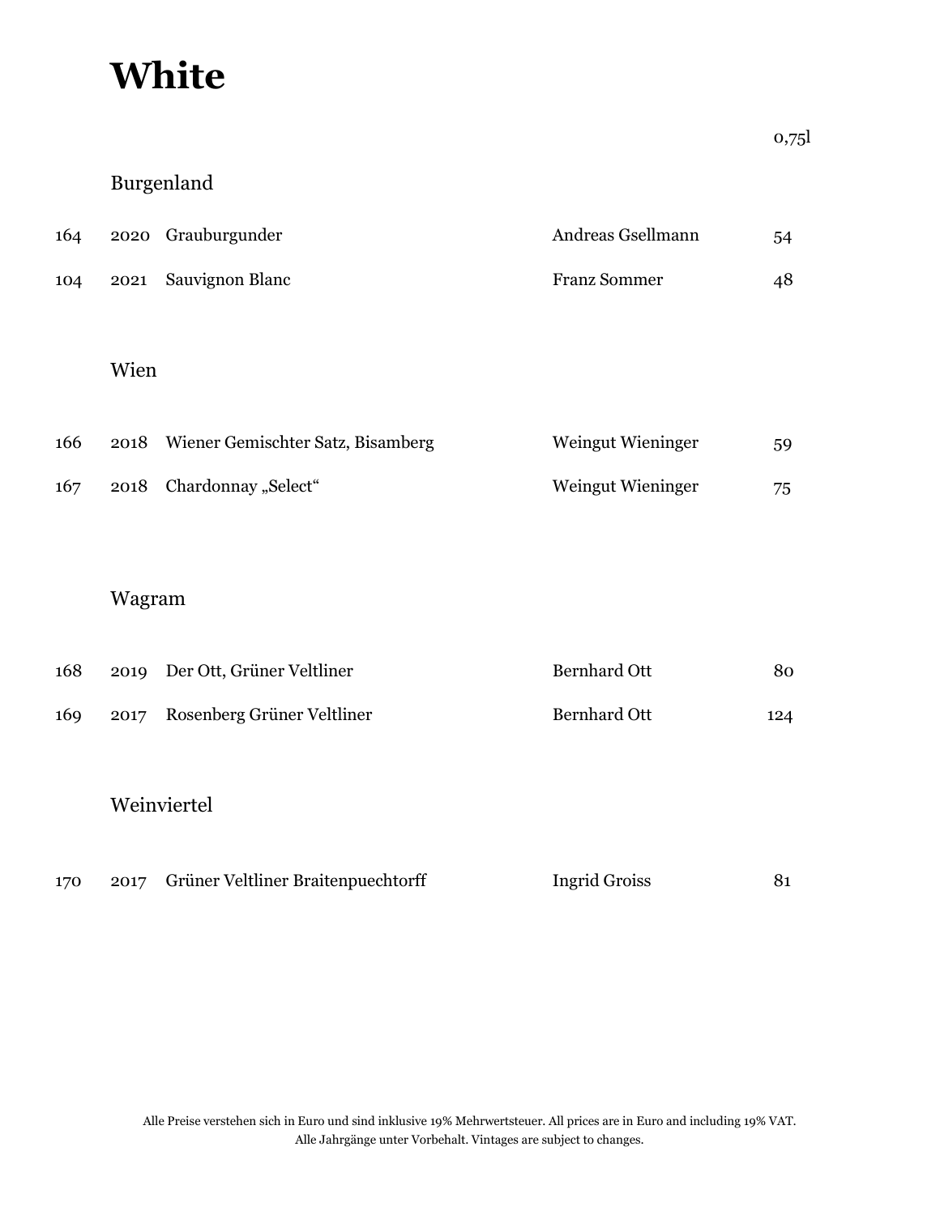# White

0,75l

## Burgenland

| | | | | |
|---|---|---|---|---|
| 164 | 2020 | Grauburgunder | Andreas Gsellmann | 54 |
| 104 | 2021 | Sauvignon Blanc | Franz Sommer | 48 |

## Wien

| | | | | |
|---|---|---|---|---|
| 166 | 2018 | Wiener Gemischter Satz, Bisamberg | Weingut Wieninger | 59 |
| 167 | 2018 | Chardonnay „Select“ | Weingut Wieninger | 75 |

## Wagram

| | | | | |
|---|---|---|---|---|
| 168 | 2019 | Der Ott, Grüner Veltliner | Bernhard Ott | 80 |
| 169 | 2017 | Rosenberg Grüner Veltliner | Bernhard Ott | 124 |

## Weinviertel

| | | | | |
|---|---|---|---|---|
| 170 | 2017 | Grüner Veltliner Braitenpuechtorff | Ingrid Groiss | 81 |

Alle Preise verstehen sich in Euro und sind inklusive 19% Mehrwertsteuer. All prices are in Euro and including 19% VAT.
Alle Jahrgänge unter Vorbehalt. Vintages are subject to changes.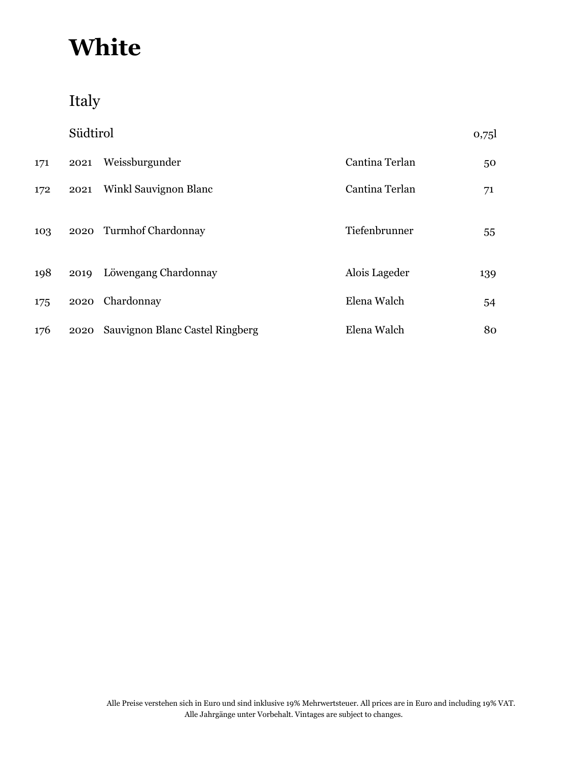# White

## Italy

| | Südtirol | | | 0,75l |
|---|---|---|---|---|
| 171 | 2021 | Weissburgunder | Cantina Terlan | 50 |
| 172 | 2021 | Winkl Sauvignon Blanc | Cantina Terlan | 71 |
| 103 | 2020 | Turmhof Chardonnay | Tiefenbrunner | 55 |
| 198 | 2019 | Löwengang Chardonnay | Alois Lageder | 139 |
| 175 | 2020 | Chardonnay | Elena Walch | 54 |
| 176 | 2020 | Sauvignon Blanc Castel Ringberg | Elena Walch | 80 |

Alle Preise verstehen sich in Euro und sind inklusive 19% Mehrwertsteuer. All prices are in Euro and including 19% VAT.
Alle Jahrgänge unter Vorbehalt. Vintages are subject to changes.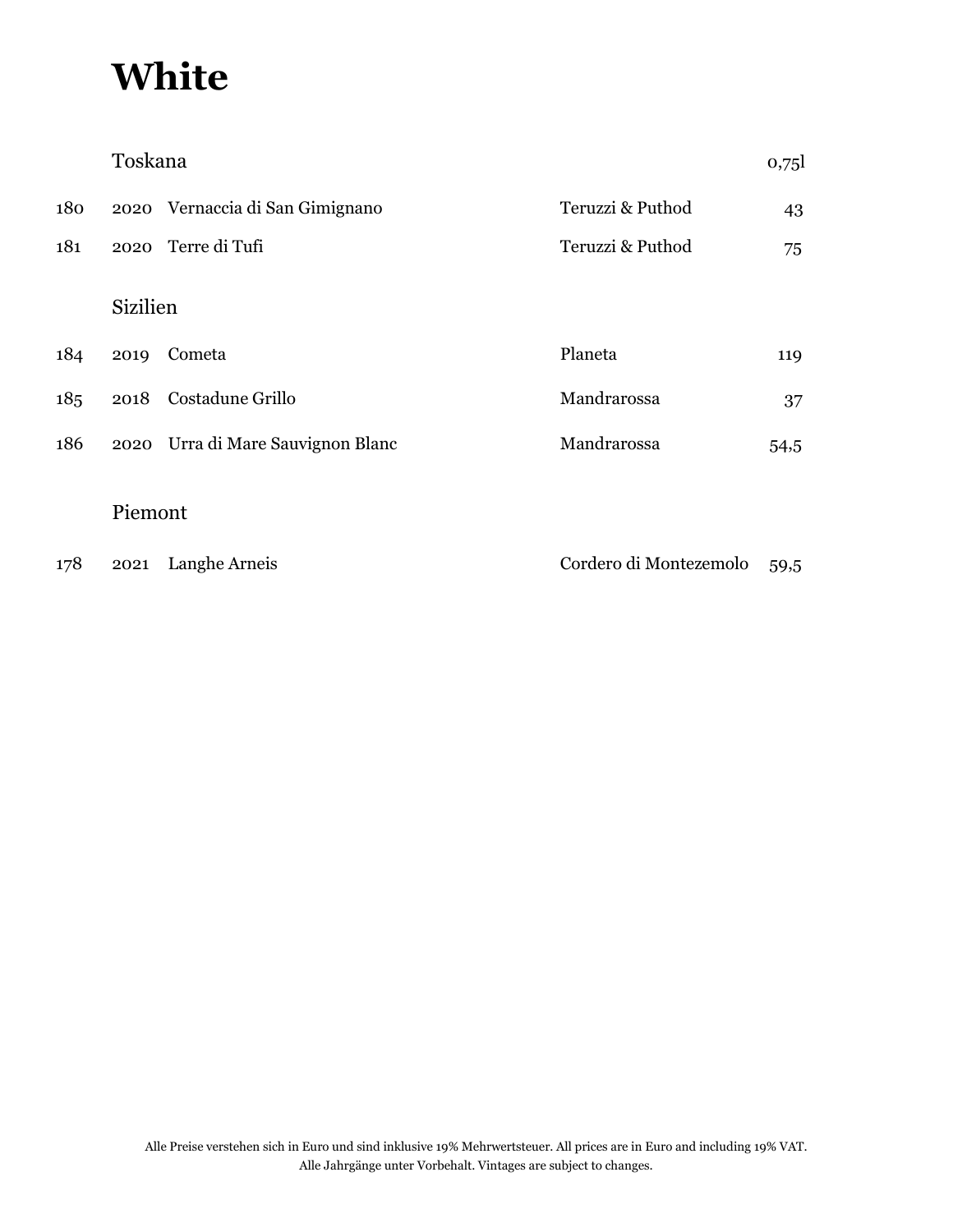# White

| | | Toskana | | 0,75l |
|---|---|---|---|---|
| 180 | 2020 | Vernaccia di San Gimignano | Teruzzi & Puthod | 43 |
| 181 | 2020 | Terre di Tufi | Teruzzi & Puthod | 75 |
| | | **Sizilien** | | |
| 184 | 2019 | Cometa | Planeta | 119 |
| 185 | 2018 | Costadune Grillo | Mandrarossa | 37 |
| 186 | 2020 | Urra di Mare Sauvignon Blanc | Mandrarossa | 54,5 |
| | | **Piemont** | | |
| 178 | 2021 | Langhe Arneis | Cordero di Montezemolo | 59,5 |

Alle Preise verstehen sich in Euro und sind inklusive 19% Mehrwertsteuer. All prices are in Euro and including 19% VAT.
Alle Jahrgänge unter Vorbehalt. Vintages are subject to changes.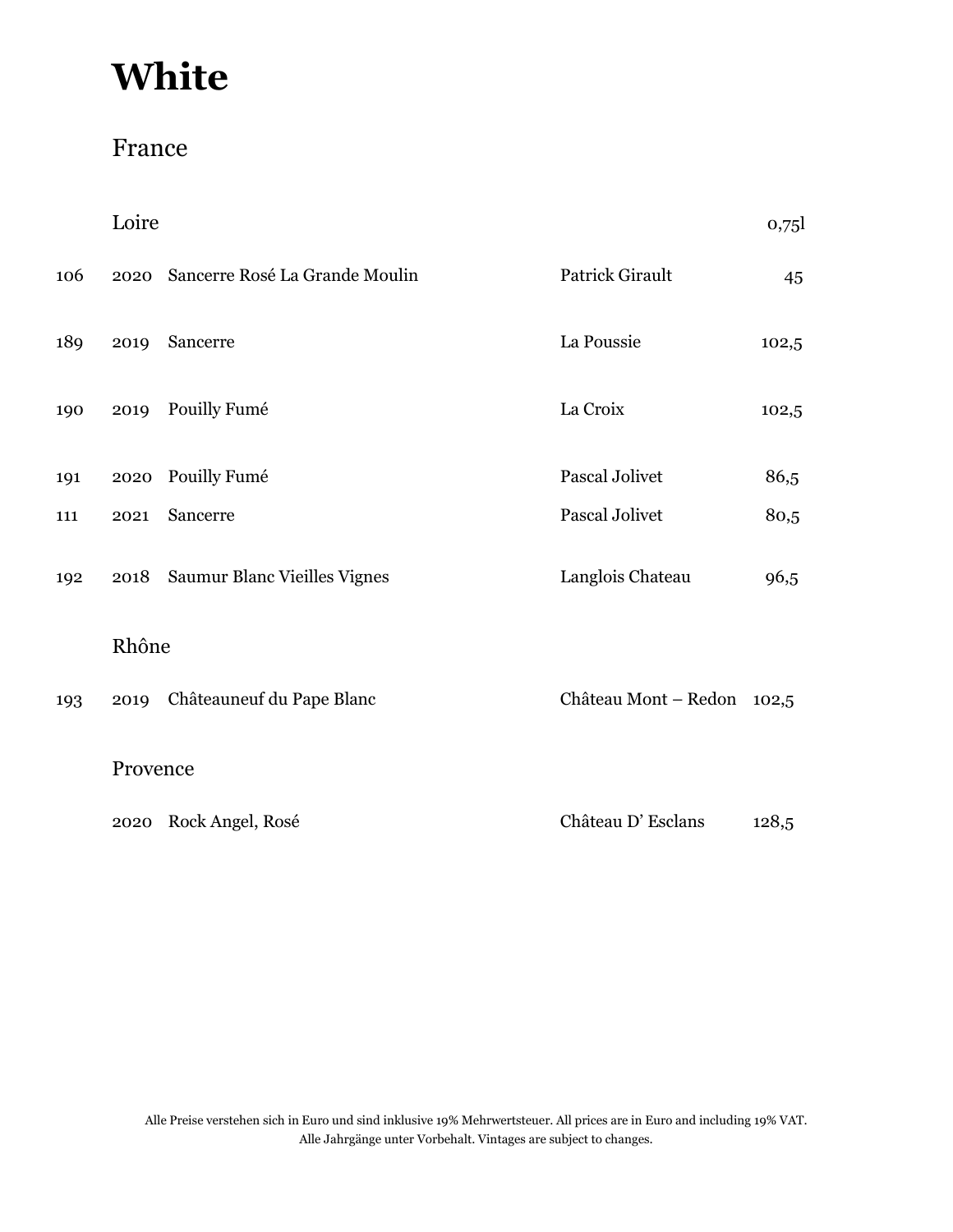# White

## France

| | | Loire | | 0,75l |
|---|---|---|---|---|
| 106 | 2020 | Sancerre Rosé La Grande Moulin | Patrick Girault | 45 |
| 189 | 2019 | Sancerre | La Poussie | 102,5 |
| 190 | 2019 | Pouilly Fumé | La Croix | 102,5 |
| 191 | 2020 | Pouilly Fumé | Pascal Jolivet | 86,5 |
| 111 | 2021 | Sancerre | Pascal Jolivet | 80,5 |
| 192 | 2018 | Saumur Blanc Vieilles Vignes | Langlois Chateau | 96,5 |
| | | **Rhône** | | |
| 193 | 2019 | Châteauneuf du Pape Blanc | Château Mont – Redon | 102,5 |
| | | **Provence** | | |
| | 2020 | Rock Angel, Rosé | Château D' Esclans | 128,5 |

Alle Preise verstehen sich in Euro und sind inklusive 19% Mehrwertsteuer. All prices are in Euro and including 19% VAT.
Alle Jahrgänge unter Vorbehalt. Vintages are subject to changes.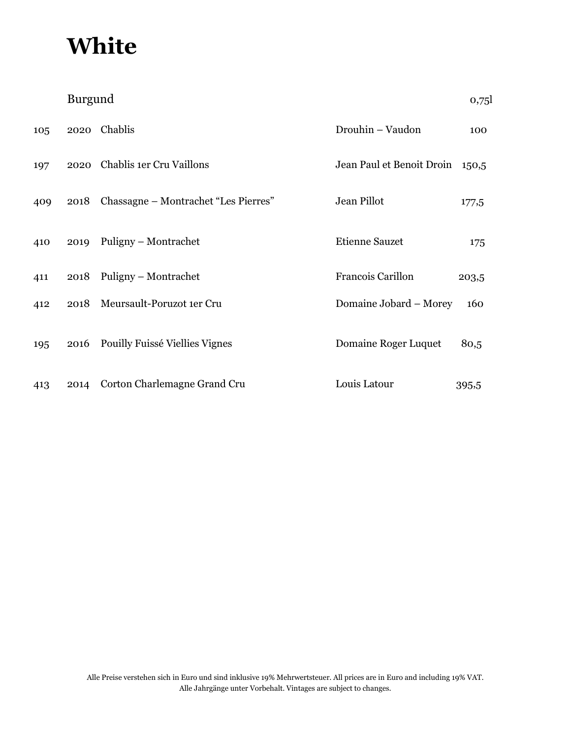# White

| | Burgund | | | 0,75l |
|---|---|---|---|---|
| 105 | 2020 | Chablis | Drouhin – Vaudon | 100 |
| 197 | 2020 | Chablis 1er Cru Vaillons | Jean Paul et Benoit Droin | 150,5 |
| 409 | 2018 | Chassagne – Montrachet “Les Pierres” | Jean Pillot | 177,5 |
| 410 | 2019 | Puligny – Montrachet | Etienne Sauzet | 175 |
| 411 | 2018 | Puligny – Montrachet | Francois Carillon | 203,5 |
| 412 | 2018 | Meursault-Poruzot 1er Cru | Domaine Jobard – Morey | 160 |
| 195 | 2016 | Pouilly Fuissé Viellies Vignes | Domaine Roger Luquet | 80,5 |
| 413 | 2014 | Corton Charlemagne Grand Cru | Louis Latour | 395,5 |

Alle Preise verstehen sich in Euro und sind inklusive 19% Mehrwertsteuer. All prices are in Euro and including 19% VAT.
Alle Jahrgänge unter Vorbehalt. Vintages are subject to changes.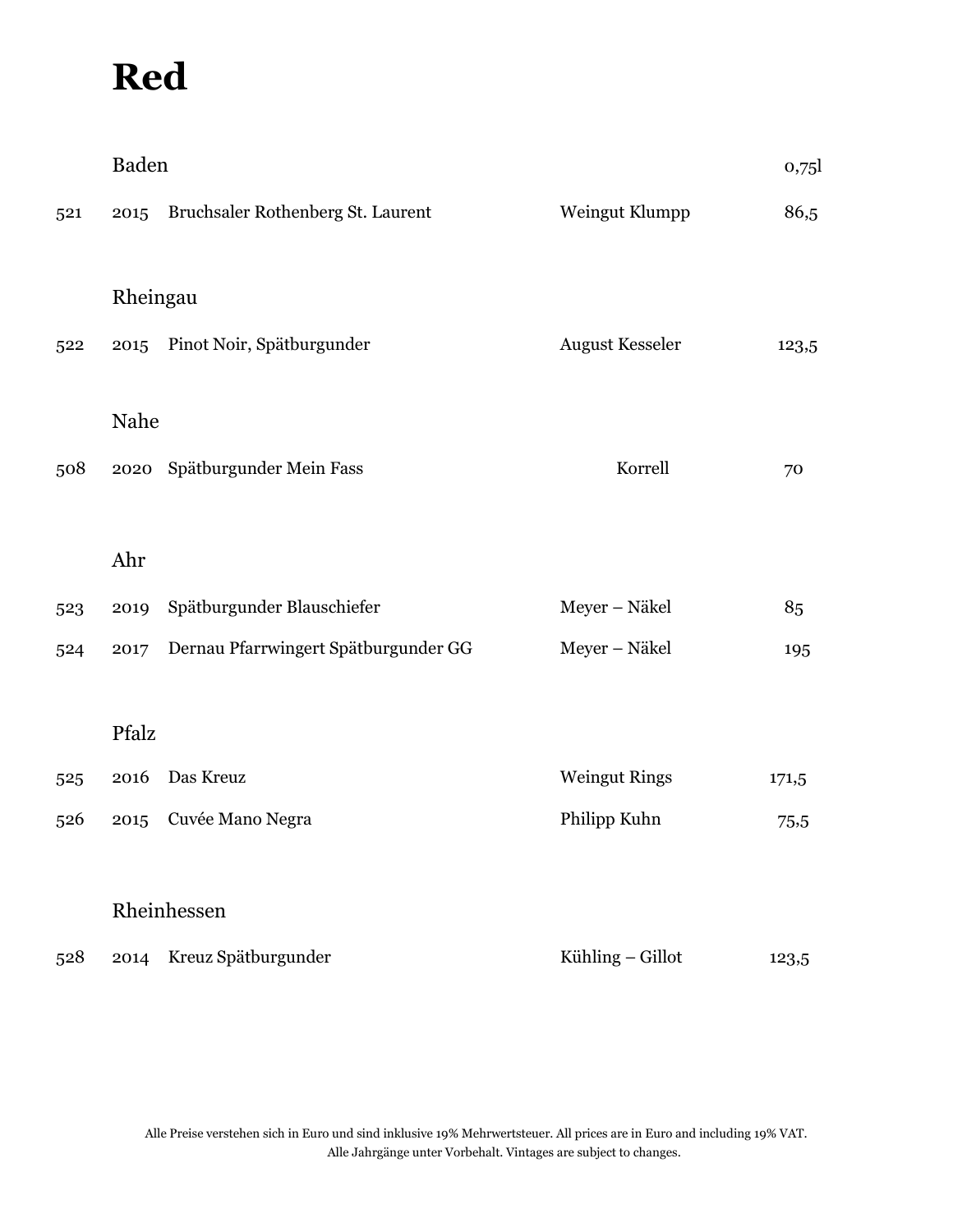# Red

| | | Baden | | 0,75l |
|---|---|---|---|---|
| 521 | 2015 | Bruchsaler Rothenberg St. Laurent | Weingut Klumpp | 86,5 |
| | | **Rheingau** | | |
| 522 | 2015 | Pinot Noir, Spätburgunder | August Kesseler | 123,5 |
| | | **Nahe** | | |
| 508 | 2020 | Spätburgunder Mein Fass | Korrell | 70 |
| | | **Ahr** | | |
| 523 | 2019 | Spätburgunder Blauschiefer | Meyer – Näkel | 85 |
| 524 | 2017 | Dernau Pfarrwingert Spätburgunder GG | Meyer – Näkel | 195 |
| | | **Pfalz** | | |
| 525 | 2016 | Das Kreuz | Weingut Rings | 171,5 |
| 526 | 2015 | Cuvée Mano Negra | Philipp Kuhn | 75,5 |
| | | **Rheinhessen** | | |
| 528 | 2014 | Kreuz Spätburgunder | Kühling – Gillot | 123,5 |

Alle Preise verstehen sich in Euro und sind inklusive 19% Mehrwertsteuer. All prices are in Euro and including 19% VAT.
Alle Jahrgänge unter Vorbehalt. Vintages are subject to changes.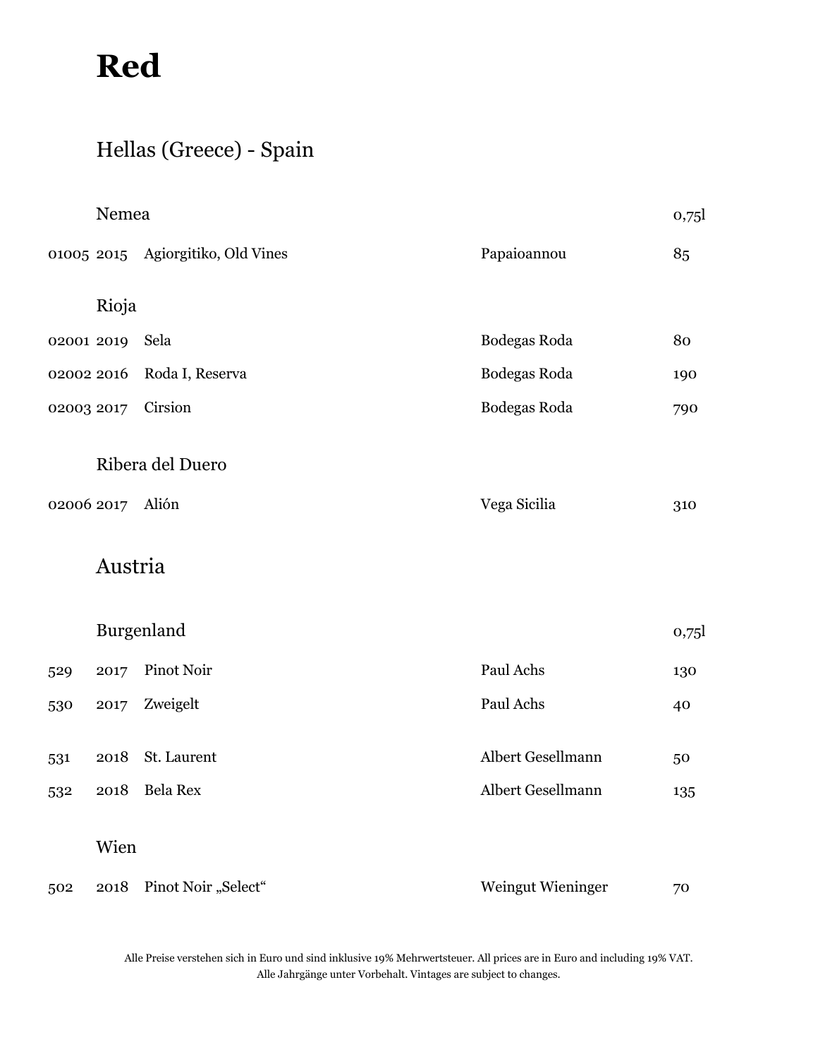# Red

## Hellas (Greece) - Spain

### Nemea

| | | | | 0,75l |
|---|---|---|---|---|
| 01005 | 2015 | Agiorgitiko, Old Vines | Papaioannou | 85 |

### Rioja

| | | | | |
|---|---|---|---|---|
| 02001 | 2019 | Sela | Bodegas Roda | 80 |
| 02002 | 2016 | Roda I, Reserva | Bodegas Roda | 190 |
| 02003 | 2017 | Cirsion | Bodegas Roda | 790 |

### Ribera del Duero

| | | | | |
|---|---|---|---|---|
| 02006 | 2017 | Alión | Vega Sicilia | 310 |

## Austria

### Burgenland

| | | | | 0,75l |
|---|---|---|---|---|
| 529 | 2017 | Pinot Noir | Paul Achs | 130 |
| 530 | 2017 | Zweigelt | Paul Achs | 40 |
| 531 | 2018 | St. Laurent | Albert Gesellmann | 50 |
| 532 | 2018 | Bela Rex | Albert Gesellmann | 135 |

### Wien

| | | | | |
|---|---|---|---|---|
| 502 | 2018 | Pinot Noir „Select“ | Weingut Wieninger | 70 |

Alle Preise verstehen sich in Euro und sind inklusive 19% Mehrwertsteuer. All prices are in Euro and including 19% VAT.
Alle Jahrgänge unter Vorbehalt. Vintages are subject to changes.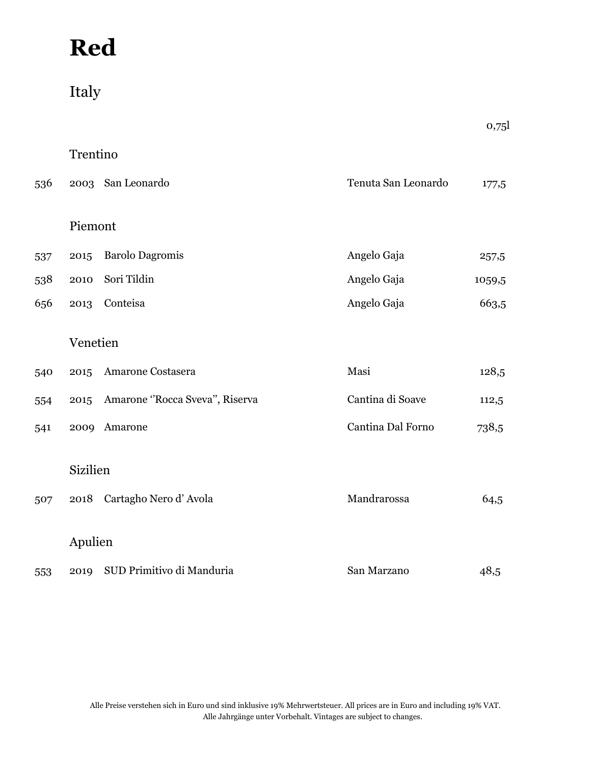# Red

## Italy

| | | | | 0,75l |
|---|---|---|---|---|
| | **Trentino** | | | |
| 536 | 2003 | San Leonardo | Tenuta San Leonardo | 177,5 |
| | **Piemont** | | | |
| 537 | 2015 | Barolo Dagromis | Angelo Gaja | 257,5 |
| 538 | 2010 | Sori Tildin | Angelo Gaja | 1059,5 |
| 656 | 2013 | Conteisa | Angelo Gaja | 663,5 |
| | **Venetien** | | | |
| 540 | 2015 | Amarone Costasera | Masi | 128,5 |
| 554 | 2015 | Amarone ''Rocca Sveva'', Riserva | Cantina di Soave | 112,5 |
| 541 | 2009 | Amarone | Cantina Dal Forno | 738,5 |
| | **Sizilien** | | | |
| 507 | 2018 | Cartagho Nero d' Avola | Mandrarossa | 64,5 |
| | **Apulien** | | | |
| 553 | 2019 | SUD Primitivo di Manduria | San Marzano | 48,5 |

Alle Preise verstehen sich in Euro und sind inklusive 19% Mehrwertsteuer. All prices are in Euro and including 19% VAT.
Alle Jahrgänge unter Vorbehalt. Vintages are subject to changes.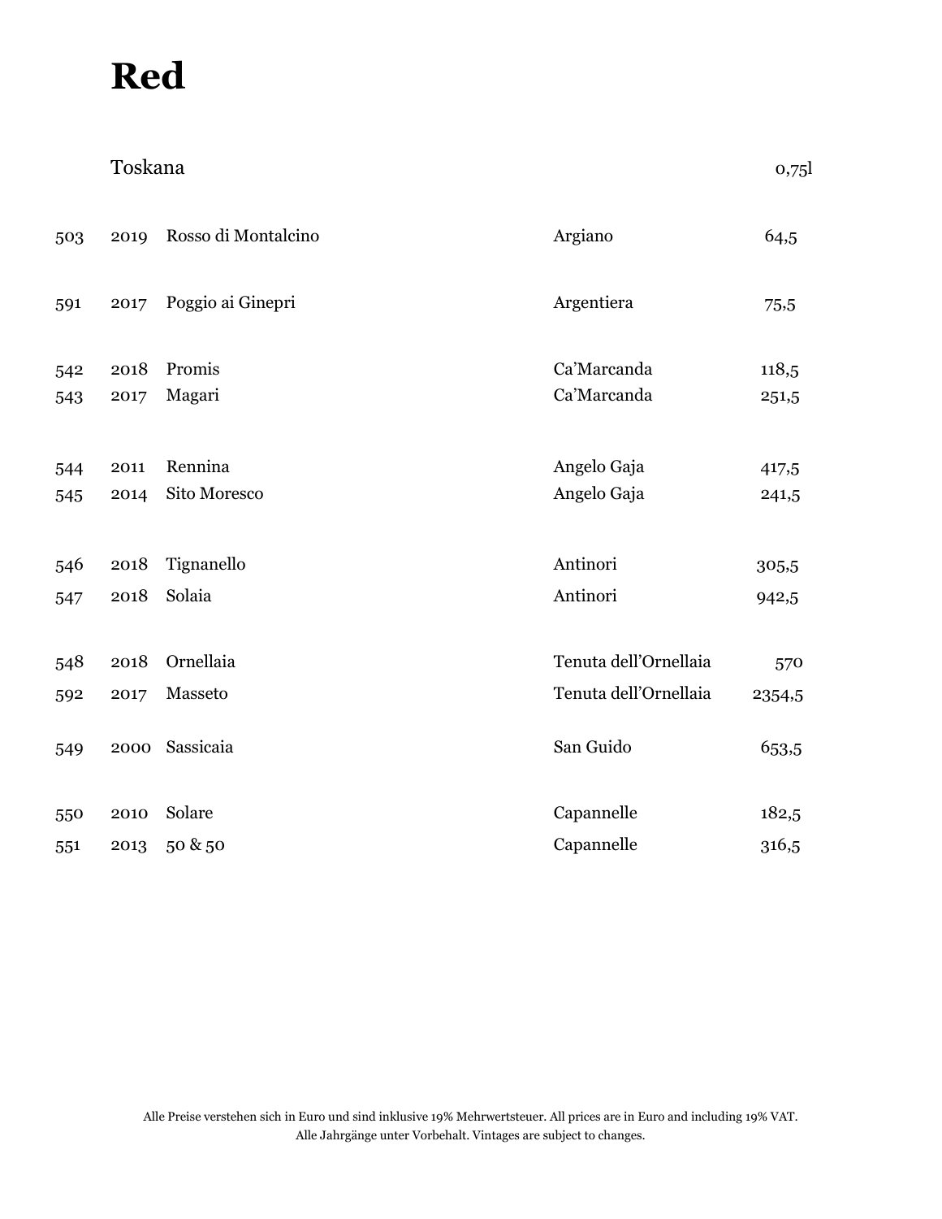# Red

| | Toskana | | | 0,75l |
|---|---|---|---|---|
| 503 | 2019 | Rosso di Montalcino | Argiano | 64,5 |
| 591 | 2017 | Poggio ai Ginepri | Argentiera | 75,5 |
| 542 | 2018 | Promis | Ca'Marcanda | 118,5 |
| 543 | 2017 | Magari | Ca'Marcanda | 251,5 |
| 544 | 2011 | Rennina | Angelo Gaja | 417,5 |
| 545 | 2014 | Sito Moresco | Angelo Gaja | 241,5 |
| 546 | 2018 | Tignanello | Antinori | 305,5 |
| 547 | 2018 | Solaia | Antinori | 942,5 |
| 548 | 2018 | Ornellaia | Tenuta dell'Ornellaia | 570 |
| 592 | 2017 | Masseto | Tenuta dell'Ornellaia | 2354,5 |
| 549 | 2000 | Sassicaia | San Guido | 653,5 |
| 550 | 2010 | Solare | Capannelle | 182,5 |
| 551 | 2013 | 50 & 50 | Capannelle | 316,5 |

Alle Preise verstehen sich in Euro und sind inklusive 19% Mehrwertsteuer. All prices are in Euro and including 19% VAT.
Alle Jahrgänge unter Vorbehalt. Vintages are subject to changes.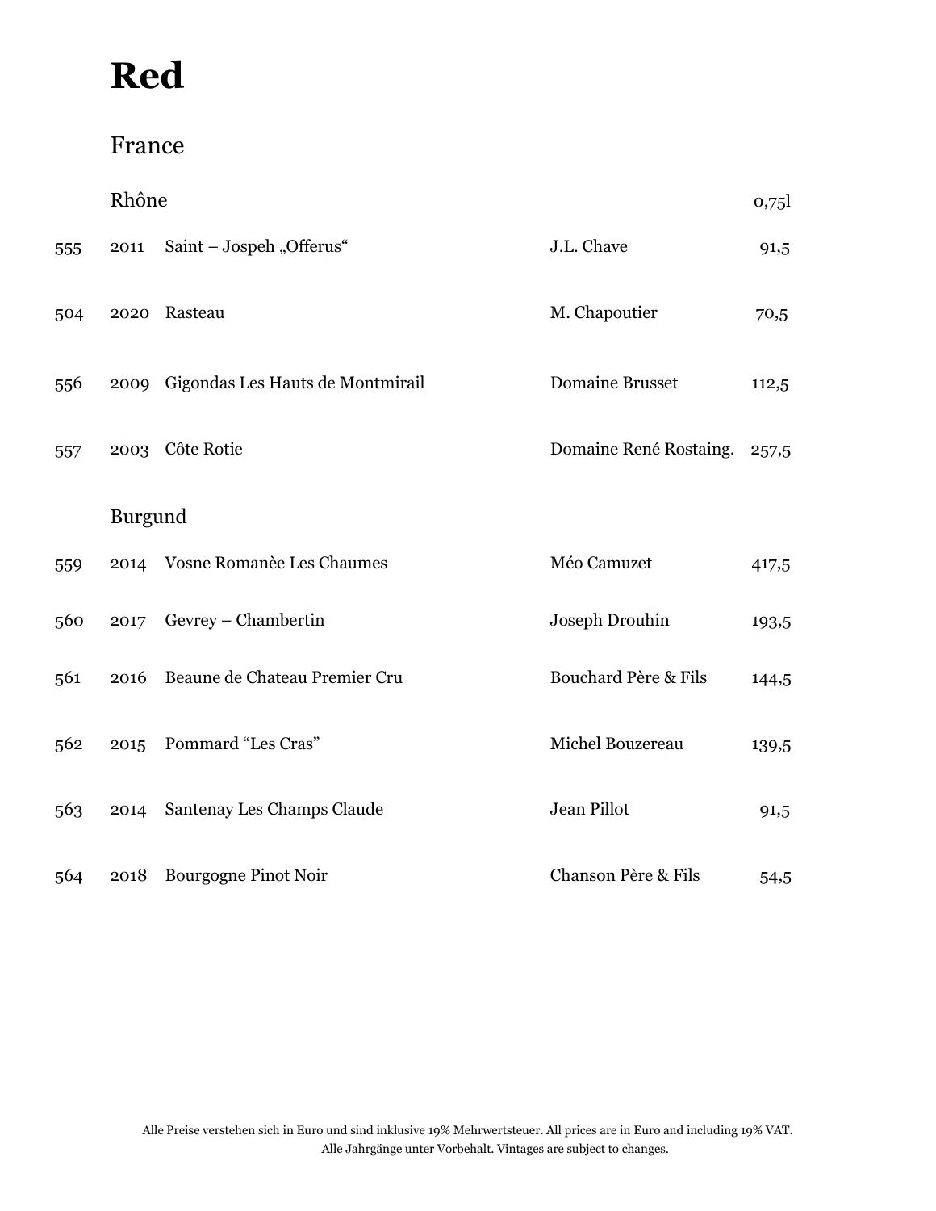# Red

## France

| | | Rhône | | 0,75l |
|---|---|---|---|---|
| 555 | 2011 | Saint – Jospeh „Offerus“ | J.L. Chave | 91,5 |
| 504 | 2020 | Rasteau | M. Chapoutier | 70,5 |
| 556 | 2009 | Gigondas Les Hauts de Montmirail | Domaine Brusset | 112,5 |
| 557 | 2003 | Côte Rotie | Domaine René Rostaing. | 257,5 |

### Burgund

| | | | | |
|---|---|---|---|---|
| 559 | 2014 | Vosne Romanèe Les Chaumes | Méo Camuzet | 417,5 |
| 560 | 2017 | Gevrey – Chambertin | Joseph Drouhin | 193,5 |
| 561 | 2016 | Beaune de Chateau Premier Cru | Bouchard Père & Fils | 144,5 |
| 562 | 2015 | Pommard “Les Cras” | Michel Bouzereau | 139,5 |
| 563 | 2014 | Santenay Les Champs Claude | Jean Pillot | 91,5 |
| 564 | 2018 | Bourgogne Pinot Noir | Chanson Père & Fils | 54,5 |

Alle Preise verstehen sich in Euro und sind inklusive 19% Mehrwertsteuer. All prices are in Euro and including 19% VAT.
Alle Jahrgänge unter Vorbehalt. Vintages are subject to changes.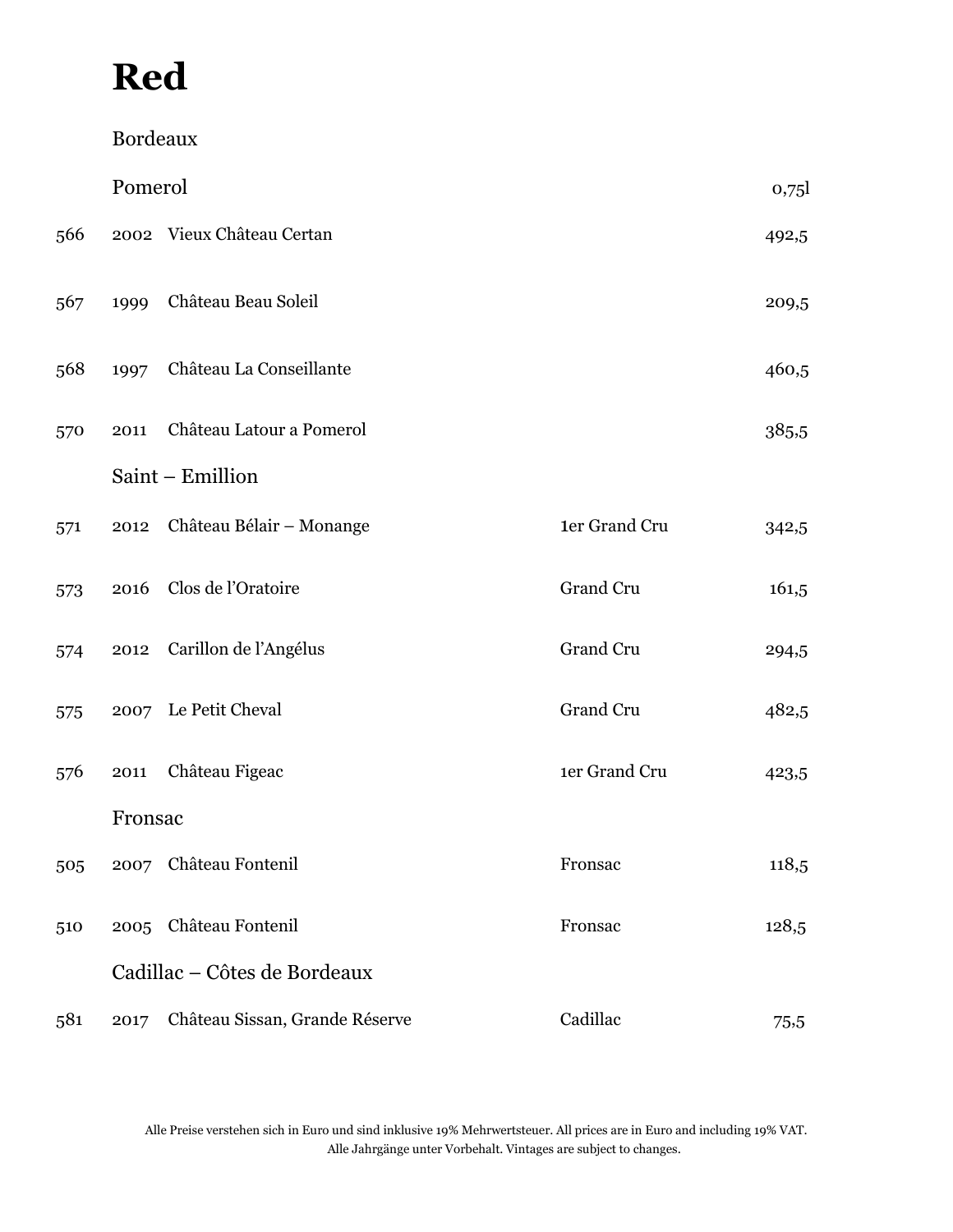# Red

## Bordeaux

### Pomerol

| No. | Vintage | Wine | | 0,75l |
|---|---|---|---|---|
| 566 | 2002 | Vieux Château Certan | | 492,5 |
| 567 | 1999 | Château Beau Soleil | | 209,5 |
| 568 | 1997 | Château La Conseillante | | 460,5 |
| 570 | 2011 | Château Latour a Pomerol | | 385,5 |

### Saint – Emillion

| No. | Vintage | Wine | Classification | 0,75l |
|---|---|---|---|---|
| 571 | 2012 | Château Bélair – Monange | 1er Grand Cru | 342,5 |
| 573 | 2016 | Clos de l'Oratoire | Grand Cru | 161,5 |
| 574 | 2012 | Carillon de l'Angélus | Grand Cru | 294,5 |
| 575 | 2007 | Le Petit Cheval | Grand Cru | 482,5 |
| 576 | 2011 | Château Figeac | 1er Grand Cru | 423,5 |

### Fronsac

| No. | Vintage | Wine | Appellation | 0,75l |
|---|---|---|---|---|
| 505 | 2007 | Château Fontenil | Fronsac | 118,5 |
| 510 | 2005 | Château Fontenil | Fronsac | 128,5 |

### Cadillac – Côtes de Bordeaux

| No. | Vintage | Wine | Appellation | 0,75l |
|---|---|---|---|---|
| 581 | 2017 | Château Sissan, Grande Réserve | Cadillac | 75,5 |

Alle Preise verstehen sich in Euro und sind inklusive 19% Mehrwertsteuer. All prices are in Euro and including 19% VAT.
Alle Jahrgänge unter Vorbehalt. Vintages are subject to changes.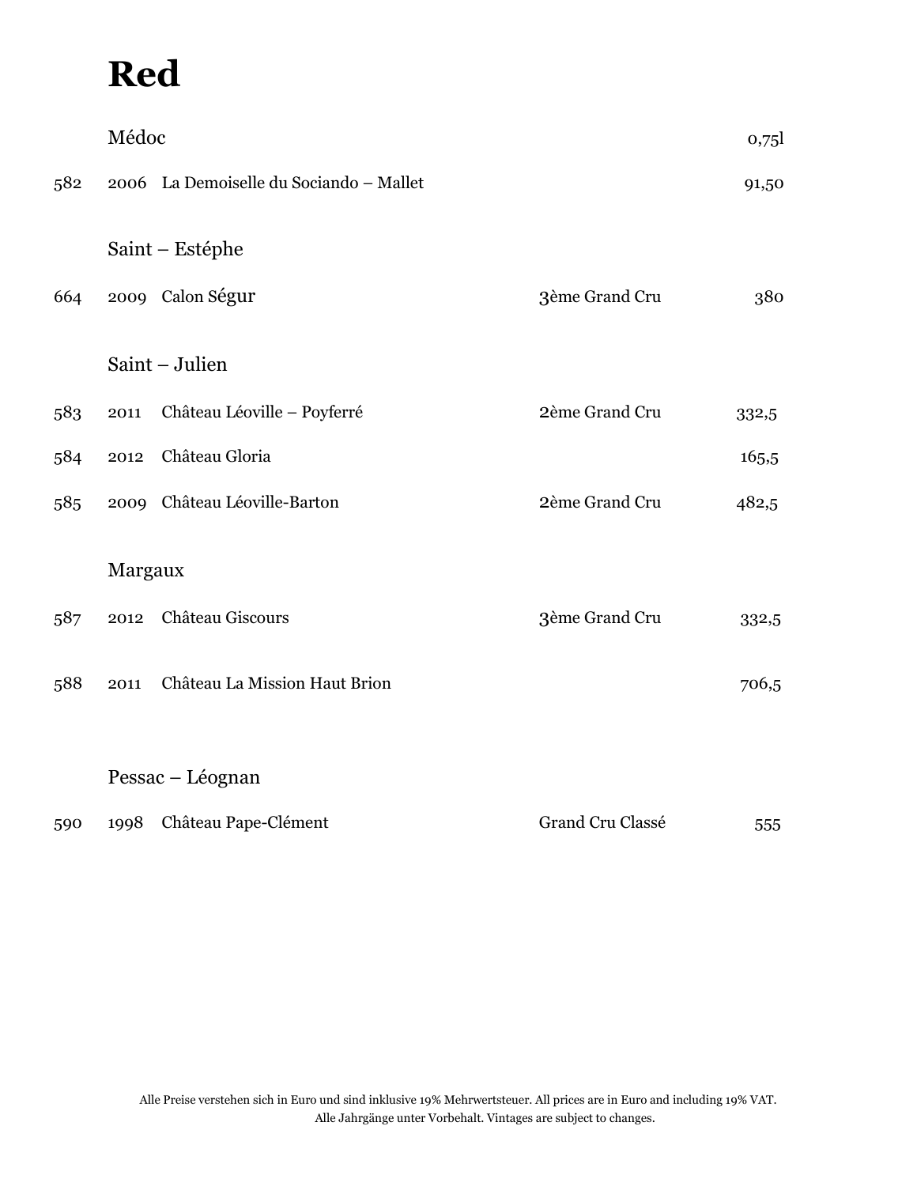# Red

| | Médoc | | | 0,75l |
|---|---|---|---|---|
| 582 | 2006 | La Demoiselle du Sociando – Mallet | | 91,50 |
| | **Saint – Estéphe** | | | |
| 664 | 2009 | Calon Ségur | 3ème Grand Cru | 380 |
| | **Saint – Julien** | | | |
| 583 | 2011 | Château Léoville – Poyferré | 2ème Grand Cru | 332,5 |
| 584 | 2012 | Château Gloria | | 165,5 |
| 585 | 2009 | Château Léoville-Barton | 2ème Grand Cru | 482,5 |
| | **Margaux** | | | |
| 587 | 2012 | Château Giscours | 3ème Grand Cru | 332,5 |
| 588 | 2011 | Château La Mission Haut Brion | | 706,5 |
| | **Pessac – Léognan** | | | |
| 590 | 1998 | Château Pape-Clément | Grand Cru Classé | 555 |

Alle Preise verstehen sich in Euro und sind inklusive 19% Mehrwertsteuer. All prices are in Euro and including 19% VAT.
Alle Jahrgänge unter Vorbehalt. Vintages are subject to changes.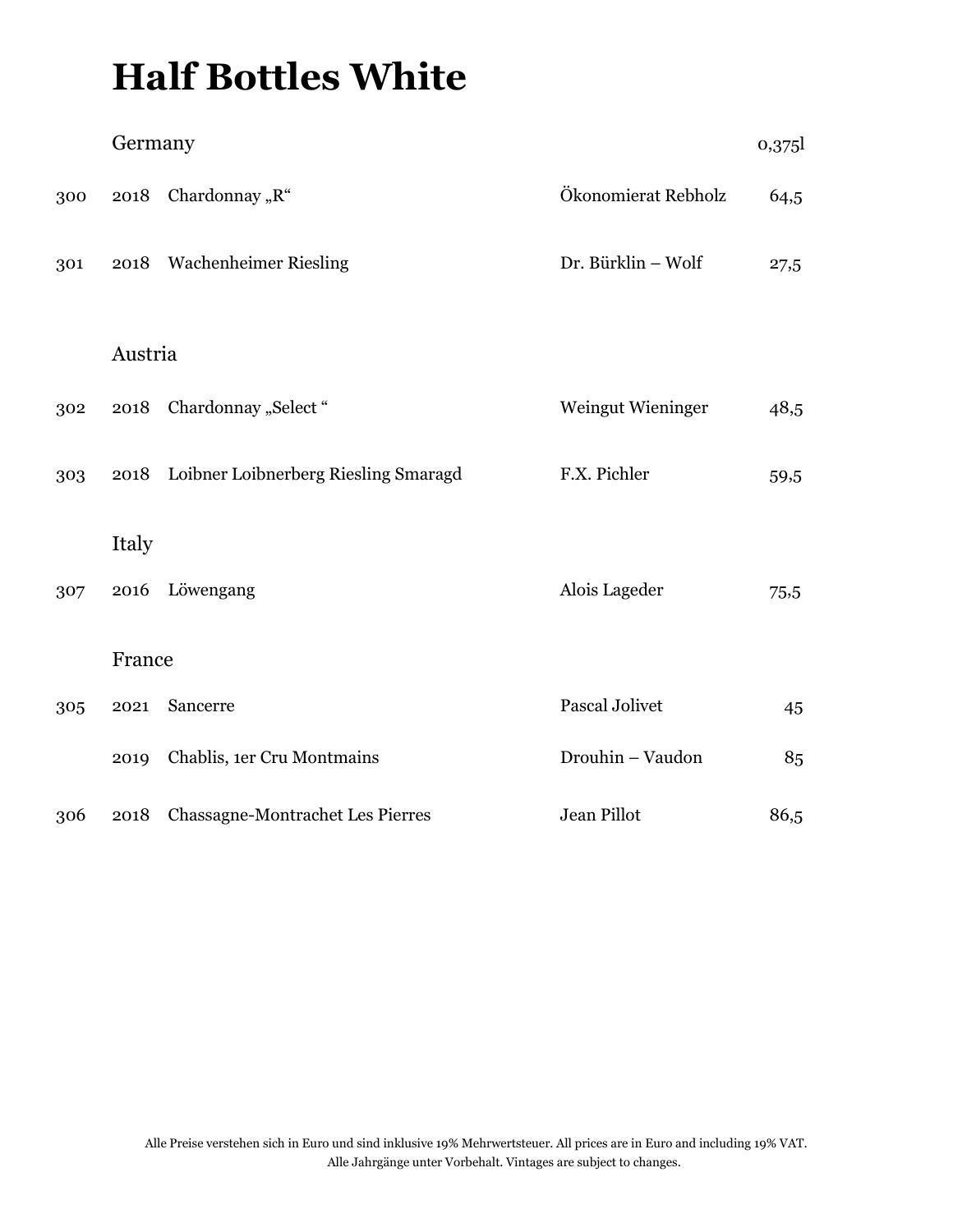# Half Bottles White

| | | | | 0,375l |
|---|---|---|---|---|
| | **Germany** | | | |
| 300 | 2018 | Chardonnay „R“ | Ökonomierat Rebholz | 64,5 |
| 301 | 2018 | Wachenheimer Riesling | Dr. Bürklin – Wolf | 27,5 |
| | **Austria** | | | |
| 302 | 2018 | Chardonnay „Select “ | Weingut Wieninger | 48,5 |
| 303 | 2018 | Loibner Loibnerberg Riesling Smaragd | F.X. Pichler | 59,5 |
| | **Italy** | | | |
| 307 | 2016 | Löwengang | Alois Lageder | 75,5 |
| | **France** | | | |
| 305 | 2021 | Sancerre | Pascal Jolivet | 45 |
| | 2019 | Chablis, 1er Cru Montmains | Drouhin – Vaudon | 85 |
| 306 | 2018 | Chassagne-Montrachet Les Pierres | Jean Pillot | 86,5 |

Alle Preise verstehen sich in Euro und sind inklusive 19% Mehrwertsteuer. All prices are in Euro and including 19% VAT.
Alle Jahrgänge unter Vorbehalt. Vintages are subject to changes.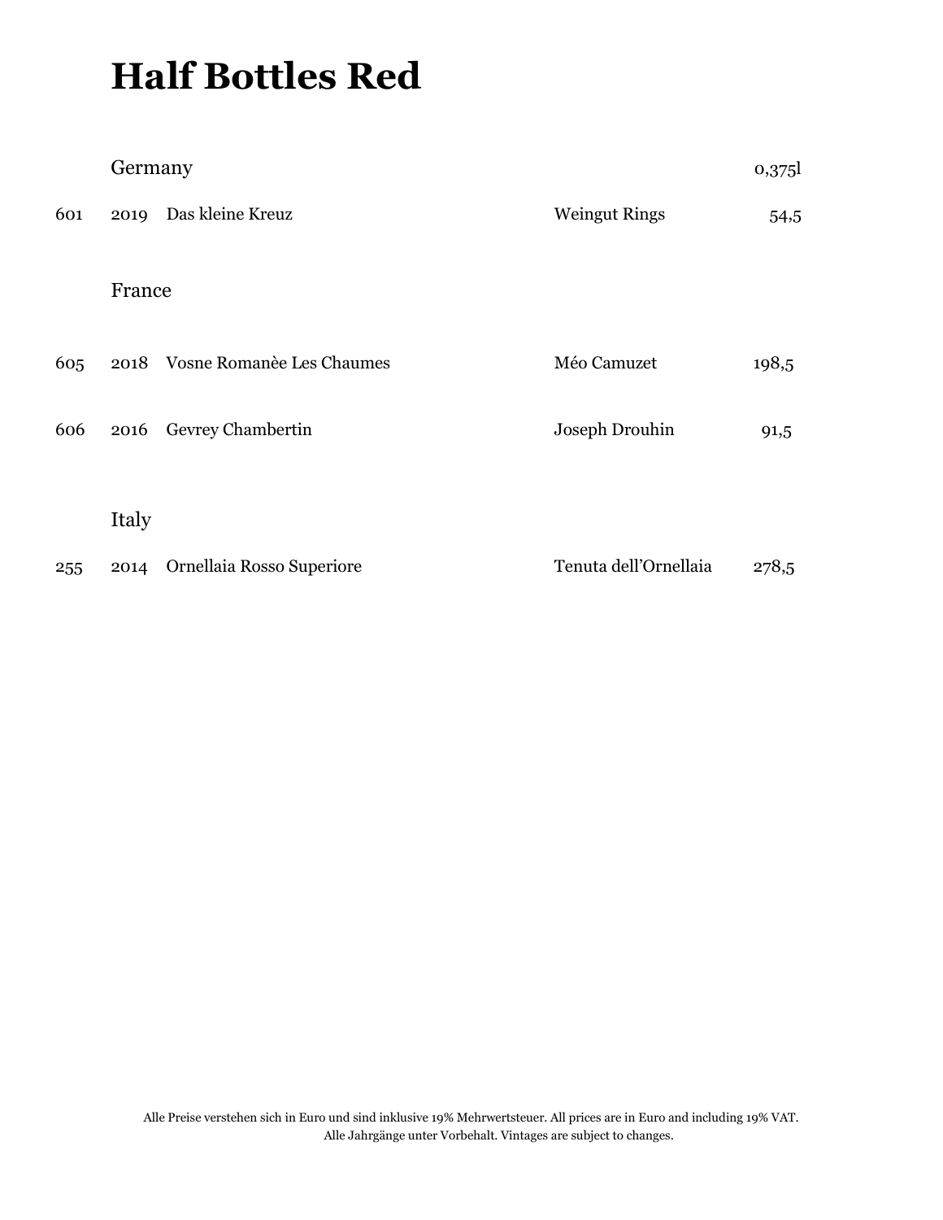# Half Bottles Red

| | Germany | | | 0,375l |
|---|---|---|---|---|
| 601 | 2019 | Das kleine Kreuz | Weingut Rings | 54,5 |
| | France | | | |
| 605 | 2018 | Vosne Romanèe Les Chaumes | Méo Camuzet | 198,5 |
| 606 | 2016 | Gevrey Chambertin | Joseph Drouhin | 91,5 |
| | Italy | | | |
| 255 | 2014 | Ornellaia Rosso Superiore | Tenuta dell'Ornellaia | 278,5 |

Alle Preise verstehen sich in Euro und sind inklusive 19% Mehrwertsteuer. All prices are in Euro and including 19% VAT.
Alle Jahrgänge unter Vorbehalt. Vintages are subject to changes.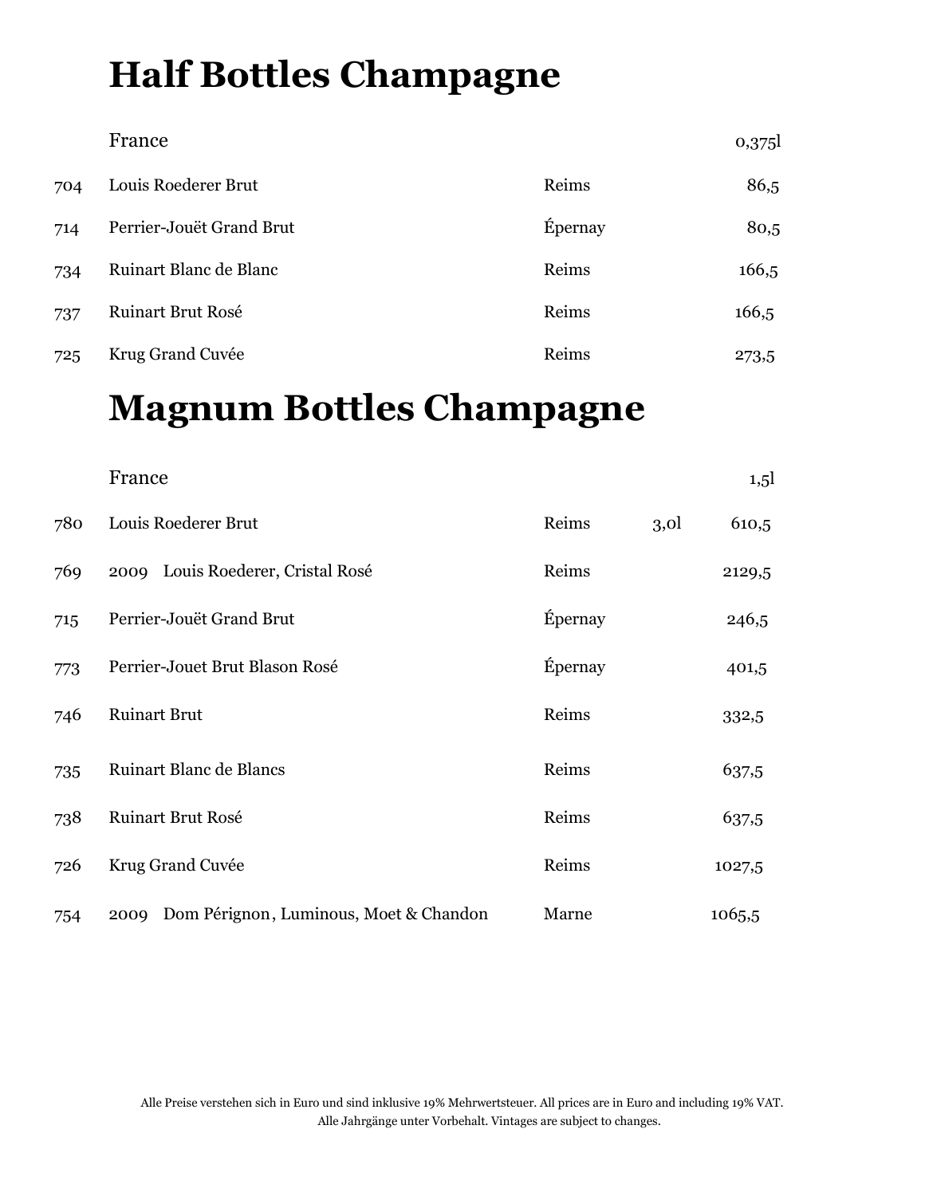# Half Bottles Champagne

| | France | | 0,375l |
|---|---|---|---|
| 704 | Louis Roederer Brut | Reims | 86,5 |
| 714 | Perrier-Jouët Grand Brut | Épernay | 80,5 |
| 734 | Ruinart Blanc de Blanc | Reims | 166,5 |
| 737 | Ruinart Brut Rosé | Reims | 166,5 |
| 725 | Krug Grand Cuvée | Reims | 273,5 |

# Magnum Bottles Champagne

| | France | | | 1,5l |
|---|---|---|---|---|
| 780 | Louis Roederer Brut | Reims | 3,0l | 610,5 |
| 769 | 2009 Louis Roederer, Cristal Rosé | Reims | | 2129,5 |
| 715 | Perrier-Jouët Grand Brut | Épernay | | 246,5 |
| 773 | Perrier-Jouet Brut Blason Rosé | Épernay | | 401,5 |
| 746 | Ruinart Brut | Reims | | 332,5 |
| 735 | Ruinart Blanc de Blancs | Reims | | 637,5 |
| 738 | Ruinart Brut Rosé | Reims | | 637,5 |
| 726 | Krug Grand Cuvée | Reims | | 1027,5 |
| 754 | 2009 Dom Pérignon, Luminous, Moet & Chandon | Marne | | 1065,5 |

Alle Preise verstehen sich in Euro und sind inklusive 19% Mehrwertsteuer. All prices are in Euro and including 19% VAT.
Alle Jahrgänge unter Vorbehalt. Vintages are subject to changes.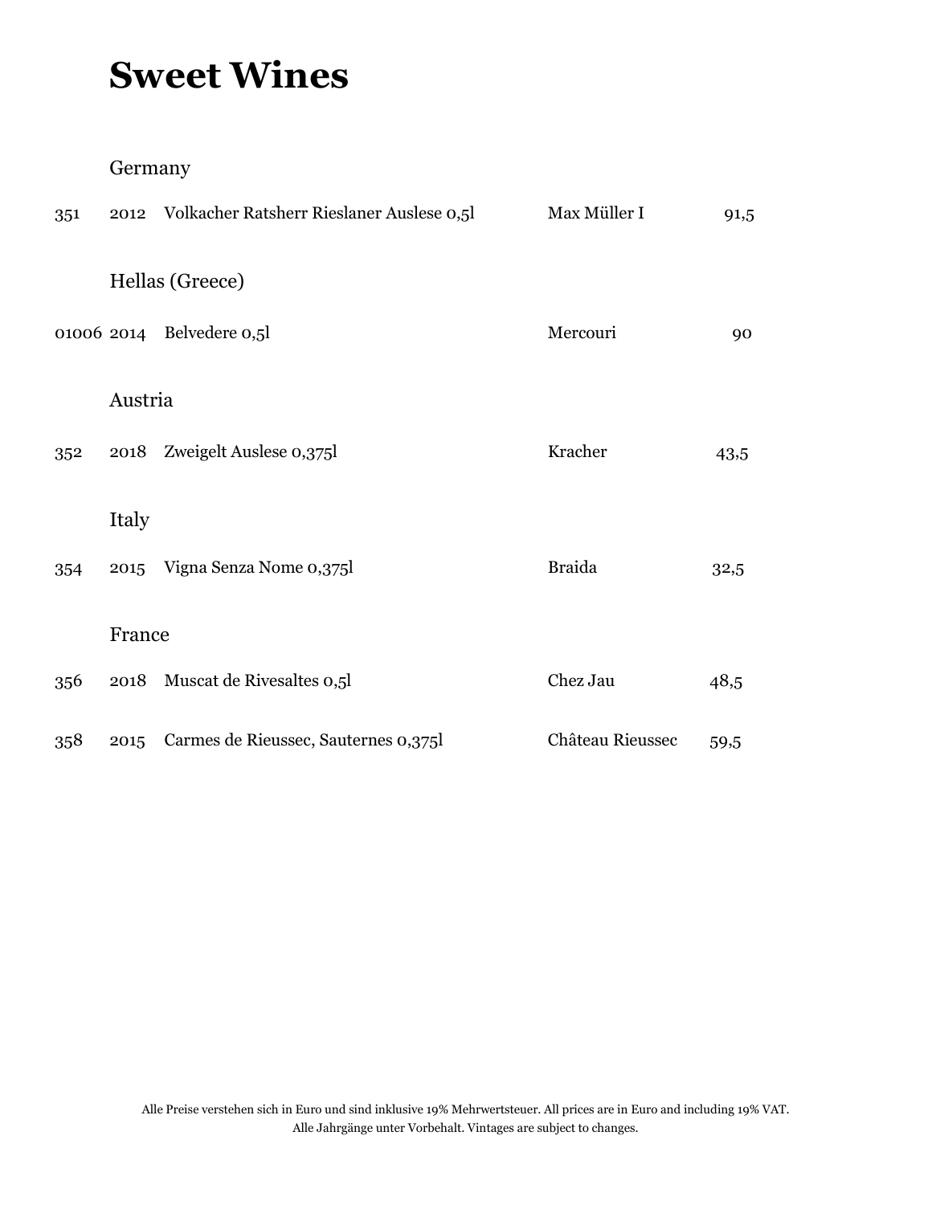# Sweet Wines

## Germany

| | | | | |
|---|---|---|---|---|
| 351 | 2012 | Volkacher Ratsherr Rieslaner Auslese 0,5l | Max Müller I | 91,5 |

## Hellas (Greece)

| | | | | |
|---|---|---|---|---|
| 01006 | 2014 | Belvedere 0,5l | Mercouri | 90 |

## Austria

| | | | | |
|---|---|---|---|---|
| 352 | 2018 | Zweigelt Auslese 0,375l | Kracher | 43,5 |

## Italy

| | | | | |
|---|---|---|---|---|
| 354 | 2015 | Vigna Senza Nome 0,375l | Braida | 32,5 |

## France

| | | | | |
|---|---|---|---|---|
| 356 | 2018 | Muscat de Rivesaltes 0,5l | Chez Jau | 48,5 |
| 358 | 2015 | Carmes de Rieussec, Sauternes 0,375l | Château Rieussec | 59,5 |

Alle Preise verstehen sich in Euro und sind inklusive 19% Mehrwertsteuer. All prices are in Euro and including 19% VAT.
Alle Jahrgänge unter Vorbehalt. Vintages are subject to changes.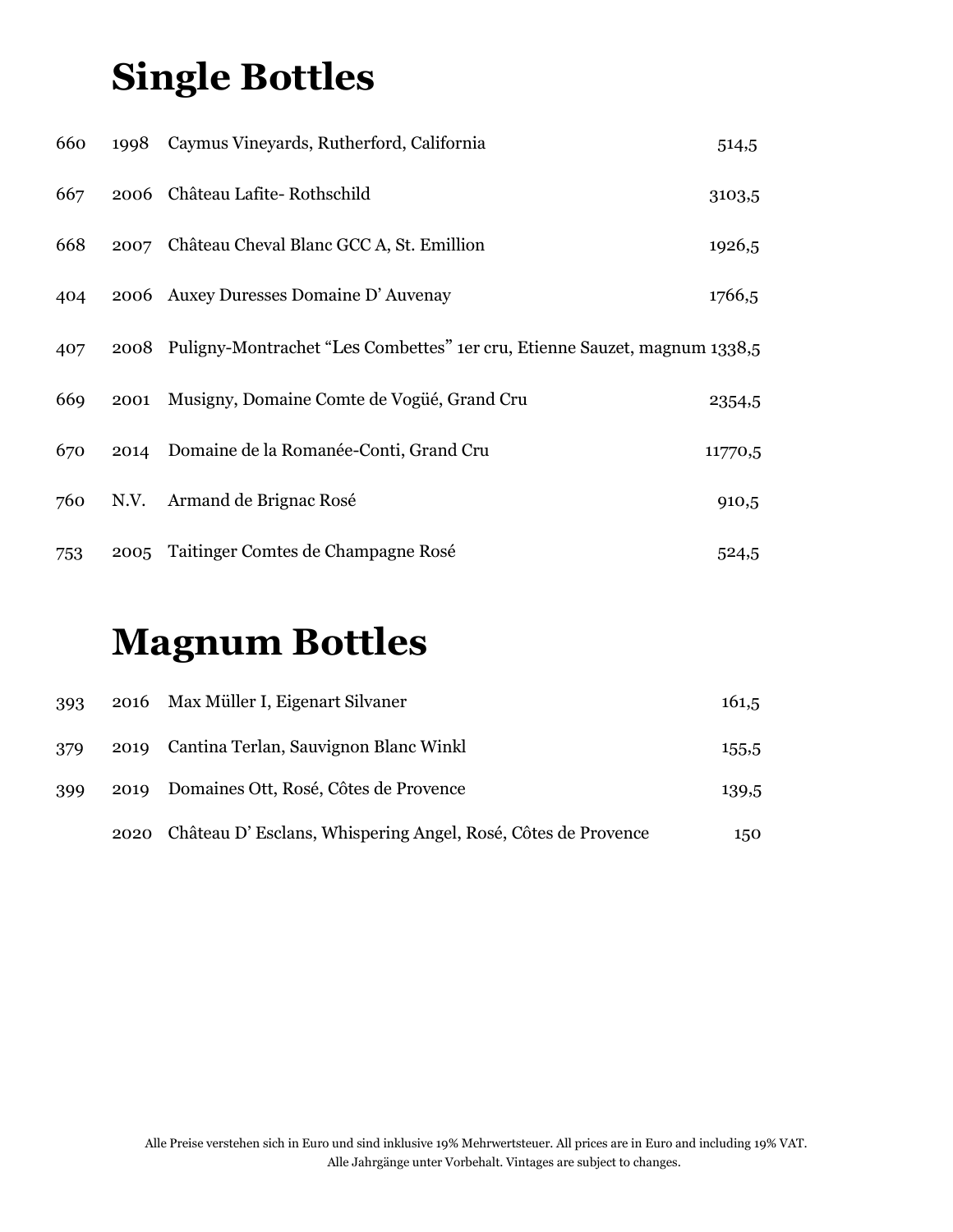# Single Bottles

| | | | |
|---|---|---|---|
| 660 | 1998 | Caymus Vineyards, Rutherford, California | 514,5 |
| 667 | 2006 | Château Lafite- Rothschild | 3103,5 |
| 668 | 2007 | Château Cheval Blanc GCC A, St. Emillion | 1926,5 |
| 404 | 2006 | Auxey Duresses Domaine D' Auvenay | 1766,5 |
| 407 | 2008 | Puligny-Montrachet “Les Combettes” 1er cru, Etienne Sauzet, magnum | 1338,5 |
| 669 | 2001 | Musigny, Domaine Comte de Vogüé, Grand Cru | 2354,5 |
| 670 | 2014 | Domaine de la Romanée-Conti, Grand Cru | 11770,5 |
| 760 | N.V. | Armand de Brignac Rosé | 910,5 |
| 753 | 2005 | Taitinger Comtes de Champagne Rosé | 524,5 |

# Magnum Bottles

| | | | |
|---|---|---|---|
| 393 | 2016 | Max Müller I, Eigenart Silvaner | 161,5 |
| 379 | 2019 | Cantina Terlan, Sauvignon Blanc Winkl | 155,5 |
| 399 | 2019 | Domaines Ott, Rosé, Côtes de Provence | 139,5 |
| | 2020 | Château D' Esclans, Whispering Angel, Rosé, Côtes de Provence | 150 |

Alle Preise verstehen sich in Euro und sind inklusive 19% Mehrwertsteuer. All prices are in Euro and including 19% VAT.
Alle Jahrgänge unter Vorbehalt. Vintages are subject to changes.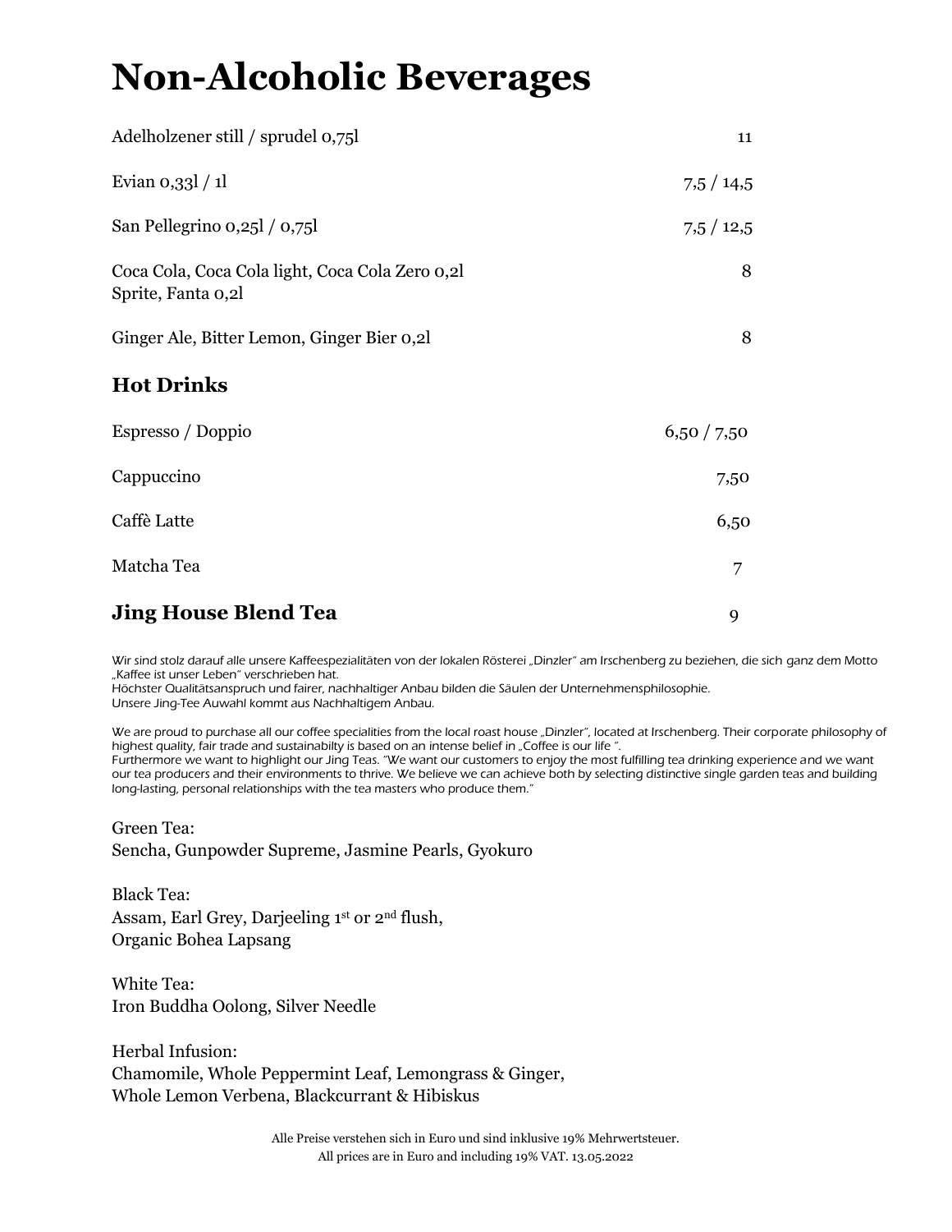# Non-Alcoholic Beverages

| | |
|---|---|
| Adelholzener still / sprudel 0,75l | 11 |
| Evian 0,33l / 1l | 7,5 / 14,5 |
| San Pellegrino 0,25l / 0,75l | 7,5 / 12,5 |
| Coca Cola, Coca Cola light, Coca Cola Zero 0,2l<br>Sprite, Fanta 0,2l | 8 |
| Ginger Ale, Bitter Lemon, Ginger Bier 0,2l | 8 |

## Hot Drinks

| | |
|---|---|
| Espresso / Doppio | 6,50 / 7,50 |
| Cappuccino | 7,50 |
| Caffè Latte | 6,50 |
| Matcha Tea | 7 |

## Jing House Blend Tea 9

Wir sind stolz darauf alle unsere Kaffeespezialitäten von der lokalen Rösterei „Dinzler" am Irschenberg zu beziehen, die sich ganz dem Motto „Kaffee ist unser Leben" verschrieben hat.
Höchster Qualitätsanspruch und fairer, nachhaltiger Anbau bilden die Säulen der Unternehmensphilosophie.
Unsere Jing-Tee Auwahl kommt aus Nachhaltigem Anbau.

We are proud to purchase all our coffee specialities from the local roast house „Dinzler", located at Irschenberg. Their corporate philosophy of highest quality, fair trade and sustainabilty is based on an intense belief in „Coffee is our life ".
Furthermore we want to highlight our Jing Teas. "We want our customers to enjoy the most fulfilling tea drinking experience and we want our tea producers and their environments to thrive. We believe we can achieve both by selecting distinctive single garden teas and building long-lasting, personal relationships with the tea masters who produce them."

Green Tea:
Sencha, Gunpowder Supreme, Jasmine Pearls, Gyokuro

Black Tea:
Assam, Earl Grey, Darjeeling 1st or 2nd flush,
Organic Bohea Lapsang

White Tea:
Iron Buddha Oolong, Silver Needle

Herbal Infusion:
Chamomile, Whole Peppermint Leaf, Lemongrass & Ginger,
Whole Lemon Verbena, Blackcurrant & Hibiskus

Alle Preise verstehen sich in Euro und sind inklusive 19% Mehrwertsteuer.
All prices are in Euro and including 19% VAT. 13.05.2022